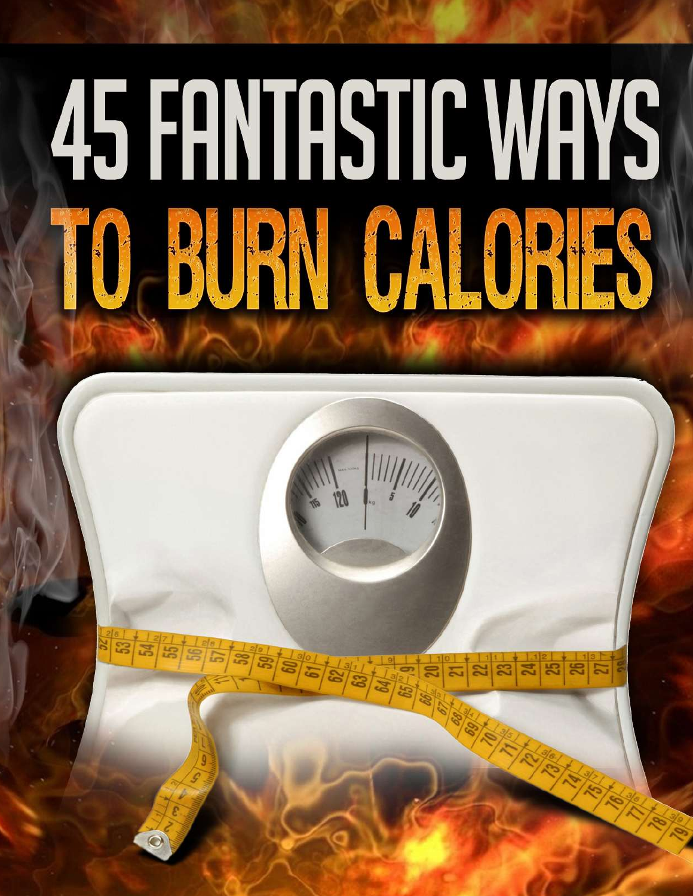# 45 FANTASTIC WAYS TO BURN CALORIES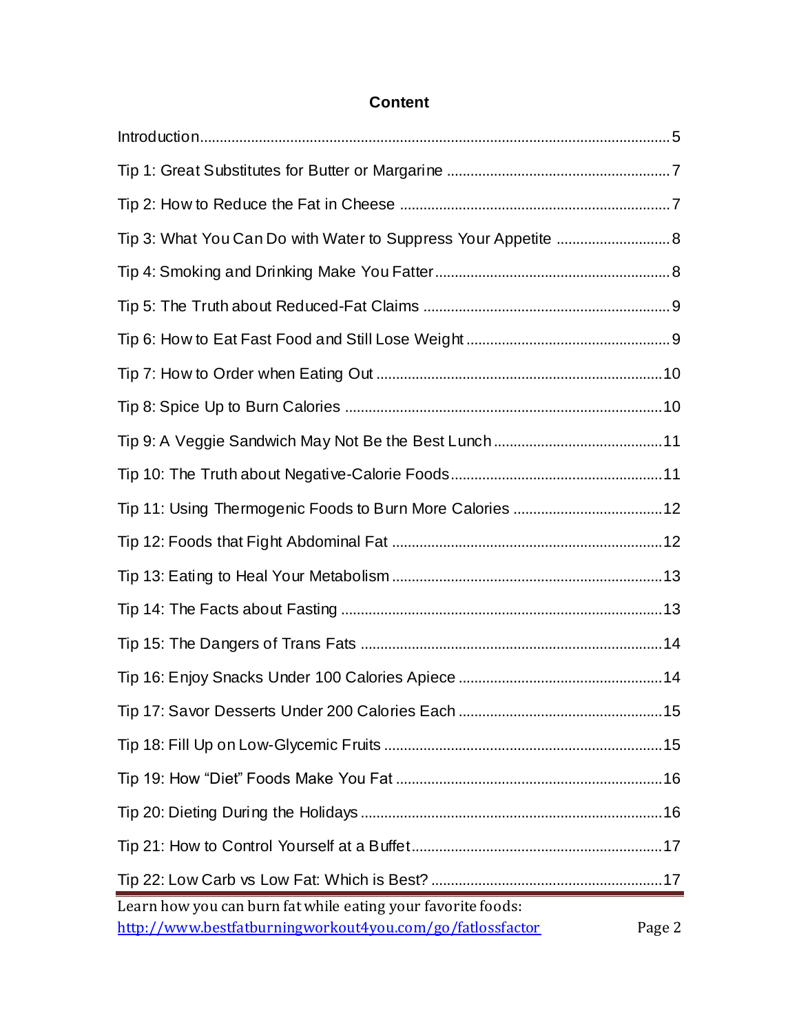## Content

Introduction ... 5

Tip 1: Great Substitutes for Butter or Margarine ... 7

Tip 2: How to Reduce the Fat in Cheese ... 7

Tip 3: What You Can Do with Water to Suppress Your Appetite ... 8

Tip 4: Smoking and Drinking Make You Fatter ... 8

Tip 5: The Truth about Reduced-Fat Claims ... 9

Tip 6: How to Eat Fast Food and Still Lose Weight ... 9

Tip 7: How to Order when Eating Out ... 10

Tip 8: Spice Up to Burn Calories ... 10

Tip 9: A Veggie Sandwich May Not Be the Best Lunch ... 11

Tip 10: The Truth about Negative-Calorie Foods ... 11

Tip 11: Using Thermogenic Foods to Burn More Calories ... 12

Tip 12: Foods that Fight Abdominal Fat ... 12

Tip 13: Eating to Heal Your Metabolism ... 13

Tip 14: The Facts about Fasting ... 13

Tip 15: The Dangers of Trans Fats ... 14

Tip 16: Enjoy Snacks Under 100 Calories Apiece ... 14

Tip 17: Savor Desserts Under 200 Calories Each ... 15

Tip 18: Fill Up on Low-Glycemic Fruits ... 15

Tip 19: How "Diet" Foods Make You Fat ... 16

Tip 20: Dieting During the Holidays ... 16

Tip 21: How to Control Yourself at a Buffet ... 17

Tip 22: Low Carb vs Low Fat: Which is Best? ... 17

Learn how you can burn fat while eating your favorite foods:
http://www.bestfatburningworkout4you.com/go/fatlossfactor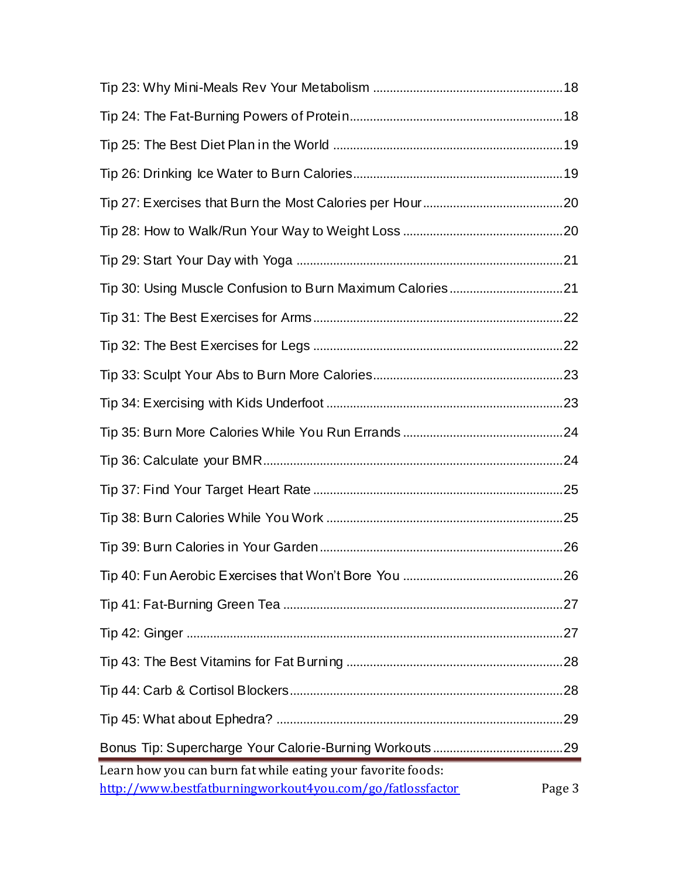Tip 23: Why Mini-Meals Rev Your Metabolism ........................................................ 18

Tip 24: The Fat-Burning Powers of Protein.............................................................. 18

Tip 25: The Best Diet Plan in the World .................................................................... 19

Tip 26: Drinking Ice Water to Burn Calories.............................................................. 19

Tip 27: Exercises that Burn the Most Calories per Hour.......................................... 20

Tip 28: How to Walk/Run Your Way to Weight Loss ................................................ 20

Tip 29: Start Your Day with Yoga .............................................................................. 21

Tip 30: Using Muscle Confusion to Burn Maximum Calories.................................. 21

Tip 31: The Best Exercises for Arms.......................................................................... 22

Tip 32: The Best Exercises for Legs .......................................................................... 22

Tip 33: Sculpt Your Abs to Burn More Calories........................................................ 23

Tip 34: Exercising with Kids Underfoot ...................................................................... 23

Tip 35: Burn More Calories While You Run Errands ................................................ 24

Tip 36: Calculate your BMR.......................................................................................... 24

Tip 37: Find Your Target Heart Rate .......................................................................... 25

Tip 38: Burn Calories While You Work ...................................................................... 25

Tip 39: Burn Calories in Your Garden........................................................................ 26

Tip 40: Fun Aerobic Exercises that Won't Bore You ................................................ 26

Tip 41: Fat-Burning Green Tea ................................................................................... 27

Tip 42: Ginger ............................................................................................................... 27

Tip 43: The Best Vitamins for Fat Burning ................................................................ 28

Tip 44: Carb & Cortisol Blockers................................................................................. 28

Tip 45: What about Ephedra? ..................................................................................... 29

Bonus Tip: Supercharge Your Calorie-Burning Workouts....................................... 29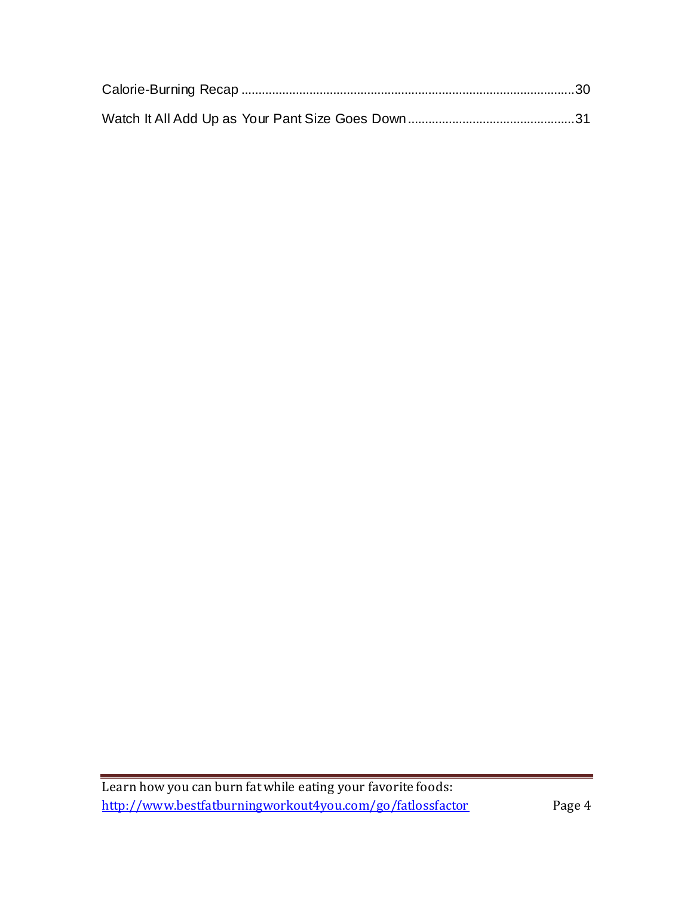Calorie-Burning Recap ....................................................................................................30

Watch It All Add Up as Your Pant Size Goes Down.................................................31

Learn how you can burn fat while eating your favorite foods:
http://www.bestfatburningworkout4you.com/go/fatlossfactor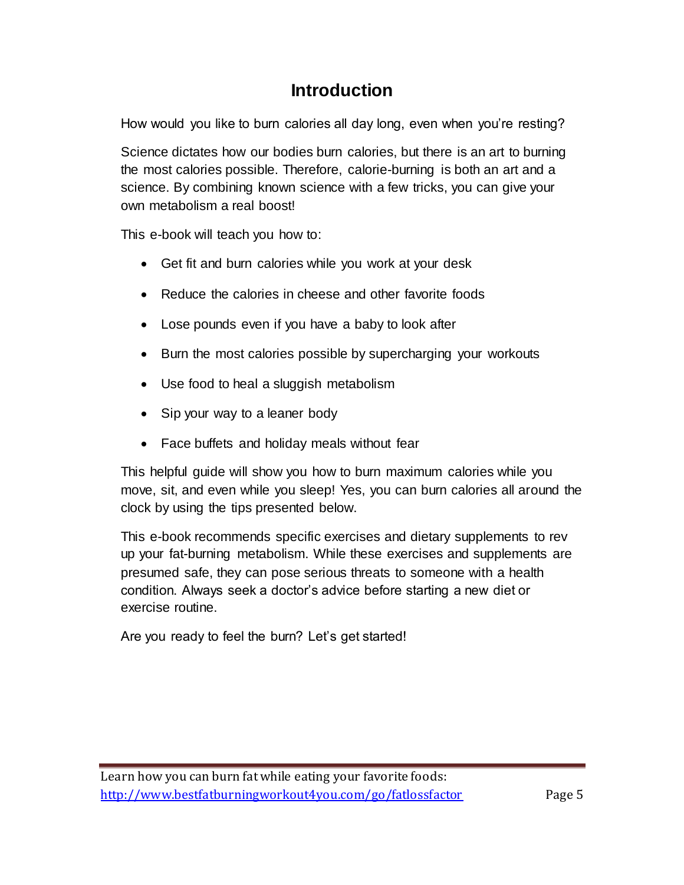# Introduction

How would you like to burn calories all day long, even when you're resting?

Science dictates how our bodies burn calories, but there is an art to burning the most calories possible. Therefore, calorie-burning is both an art and a science. By combining known science with a few tricks, you can give your own metabolism a real boost!

This e-book will teach you how to:

- Get fit and burn calories while you work at your desk
- Reduce the calories in cheese and other favorite foods
- Lose pounds even if you have a baby to look after
- Burn the most calories possible by supercharging your workouts
- Use food to heal a sluggish metabolism
- Sip your way to a leaner body
- Face buffets and holiday meals without fear

This helpful guide will show you how to burn maximum calories while you move, sit, and even while you sleep! Yes, you can burn calories all around the clock by using the tips presented below.

This e-book recommends specific exercises and dietary supplements to rev up your fat-burning metabolism. While these exercises and supplements are presumed safe, they can pose serious threats to someone with a health condition. Always seek a doctor's advice before starting a new diet or exercise routine.

Are you ready to feel the burn? Let's get started!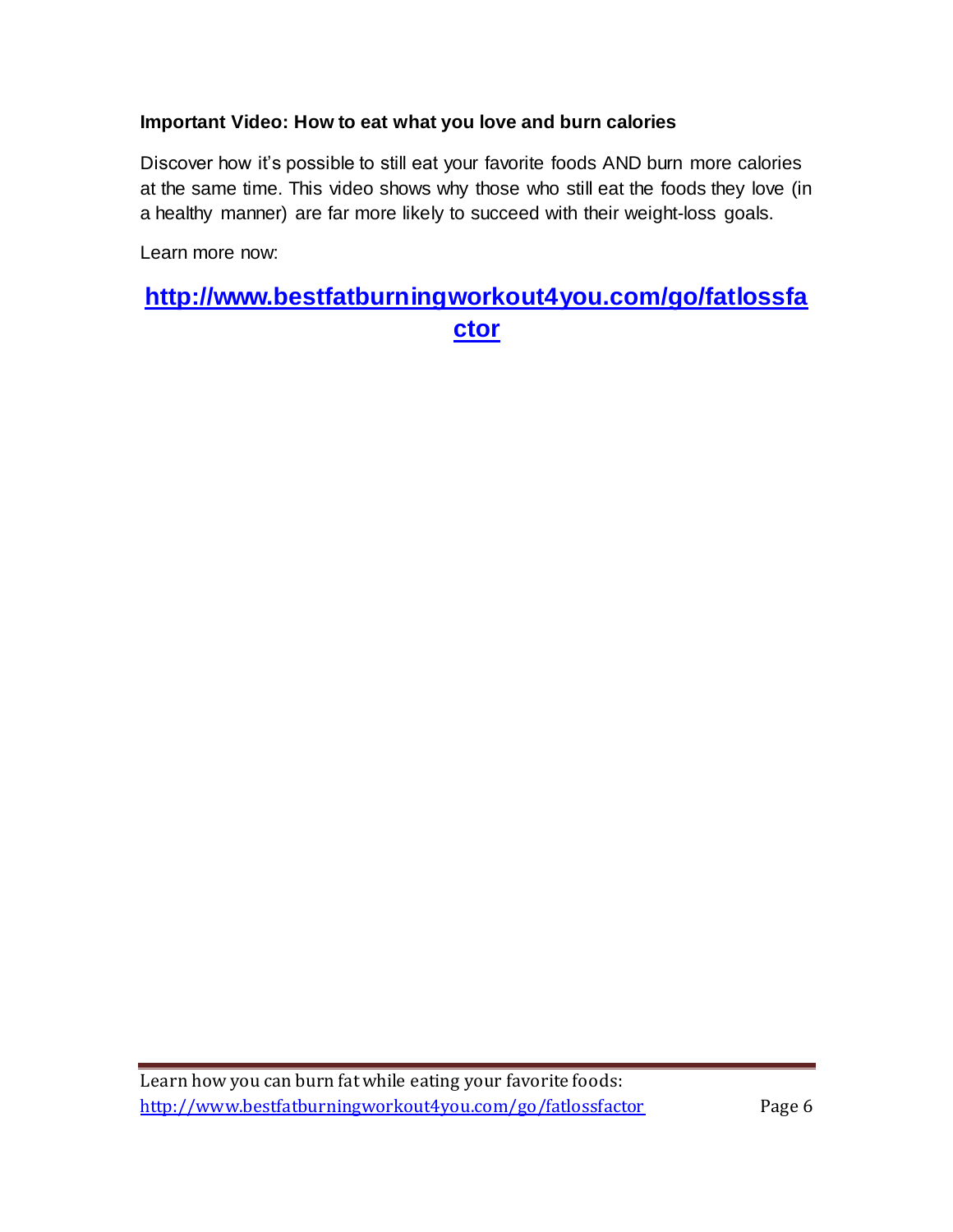**Important Video: How to eat what you love and burn calories**

Discover how it's possible to still eat your favorite foods AND burn more calories at the same time. This video shows why those who still eat the foods they love (in a healthy manner) are far more likely to succeed with their weight-loss goals.

Learn more now:

**[http://www.bestfatburningworkout4you.com/go/fatlossfactor](http://www.bestfatburningworkout4you.com/go/fatlossfactor)**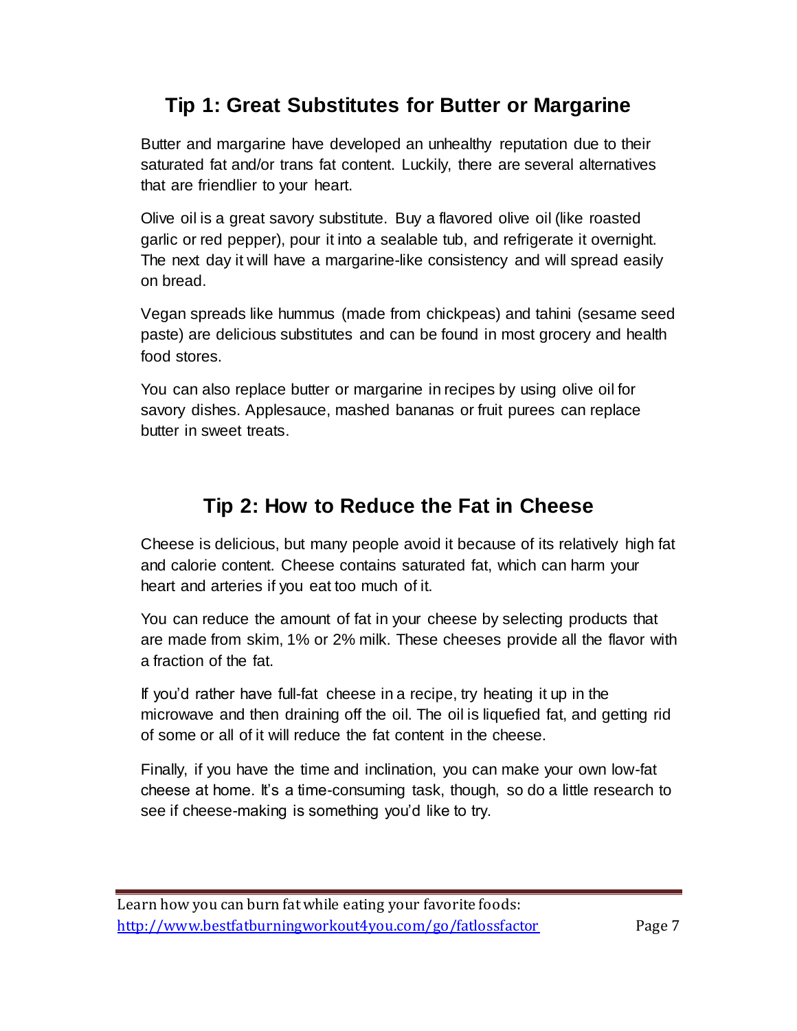## Tip 1: Great Substitutes for Butter or Margarine

Butter and margarine have developed an unhealthy reputation due to their saturated fat and/or trans fat content. Luckily, there are several alternatives that are friendlier to your heart.

Olive oil is a great savory substitute. Buy a flavored olive oil (like roasted garlic or red pepper), pour it into a sealable tub, and refrigerate it overnight. The next day it will have a margarine-like consistency and will spread easily on bread.

Vegan spreads like hummus (made from chickpeas) and tahini (sesame seed paste) are delicious substitutes and can be found in most grocery and health food stores.

You can also replace butter or margarine in recipes by using olive oil for savory dishes. Applesauce, mashed bananas or fruit purees can replace butter in sweet treats.

## Tip 2: How to Reduce the Fat in Cheese

Cheese is delicious, but many people avoid it because of its relatively high fat and calorie content. Cheese contains saturated fat, which can harm your heart and arteries if you eat too much of it.

You can reduce the amount of fat in your cheese by selecting products that are made from skim, 1% or 2% milk. These cheeses provide all the flavor with a fraction of the fat.

If you'd rather have full-fat cheese in a recipe, try heating it up in the microwave and then draining off the oil. The oil is liquefied fat, and getting rid of some or all of it will reduce the fat content in the cheese.

Finally, if you have the time and inclination, you can make your own low-fat cheese at home. It's a time-consuming task, though, so do a little research to see if cheese-making is something you'd like to try.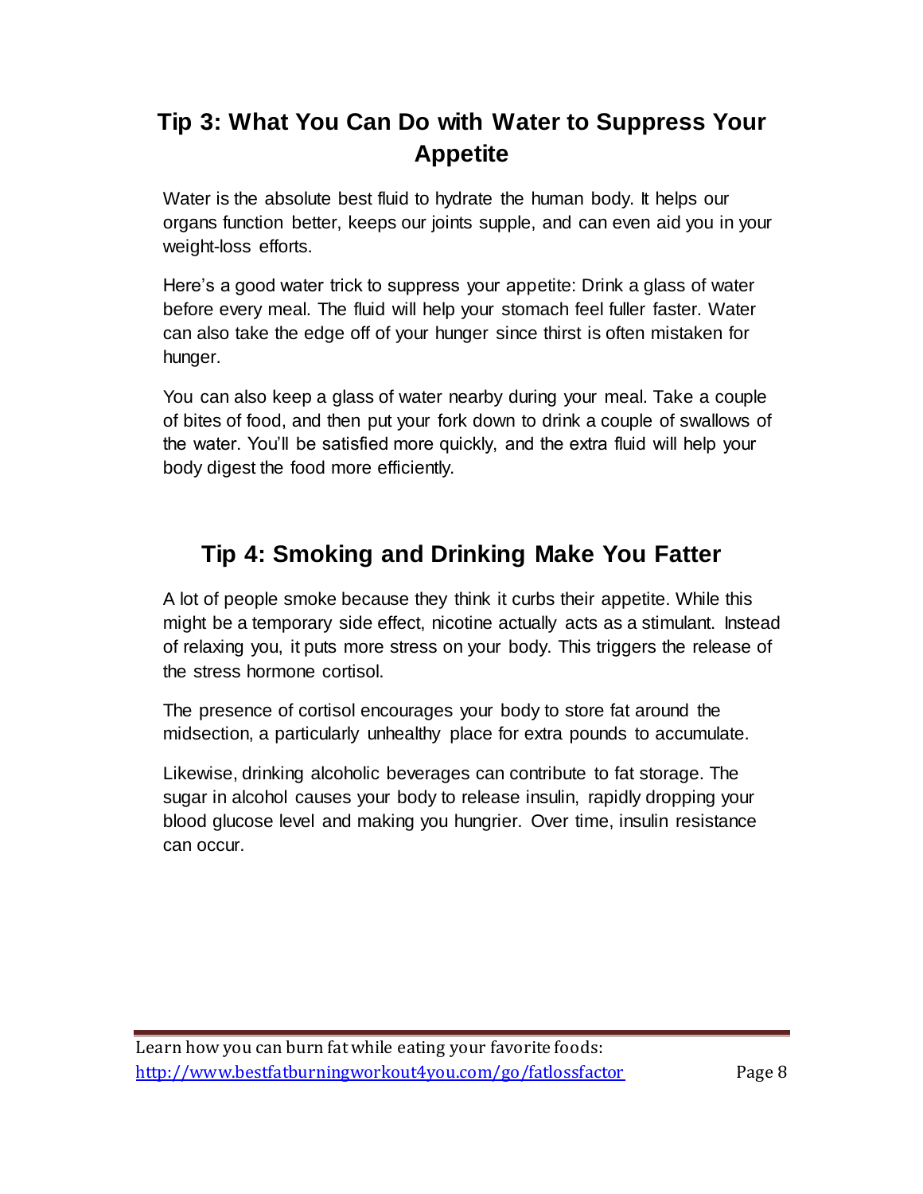## Tip 3: What You Can Do with Water to Suppress Your Appetite

Water is the absolute best fluid to hydrate the human body. It helps our organs function better, keeps our joints supple, and can even aid you in your weight-loss efforts.

Here's a good water trick to suppress your appetite: Drink a glass of water before every meal. The fluid will help your stomach feel fuller faster. Water can also take the edge off of your hunger since thirst is often mistaken for hunger.

You can also keep a glass of water nearby during your meal. Take a couple of bites of food, and then put your fork down to drink a couple of swallows of the water. You'll be satisfied more quickly, and the extra fluid will help your body digest the food more efficiently.

## Tip 4: Smoking and Drinking Make You Fatter

A lot of people smoke because they think it curbs their appetite. While this might be a temporary side effect, nicotine actually acts as a stimulant. Instead of relaxing you, it puts more stress on your body. This triggers the release of the stress hormone cortisol.

The presence of cortisol encourages your body to store fat around the midsection, a particularly unhealthy place for extra pounds to accumulate.

Likewise, drinking alcoholic beverages can contribute to fat storage. The sugar in alcohol causes your body to release insulin, rapidly dropping your blood glucose level and making you hungrier. Over time, insulin resistance can occur.

Learn how you can burn fat while eating your favorite foods: [http://www.bestfatburningworkout4you.com/go/fatlossfactor](http://www.bestfatburningworkout4you.com/go/fatlossfactor)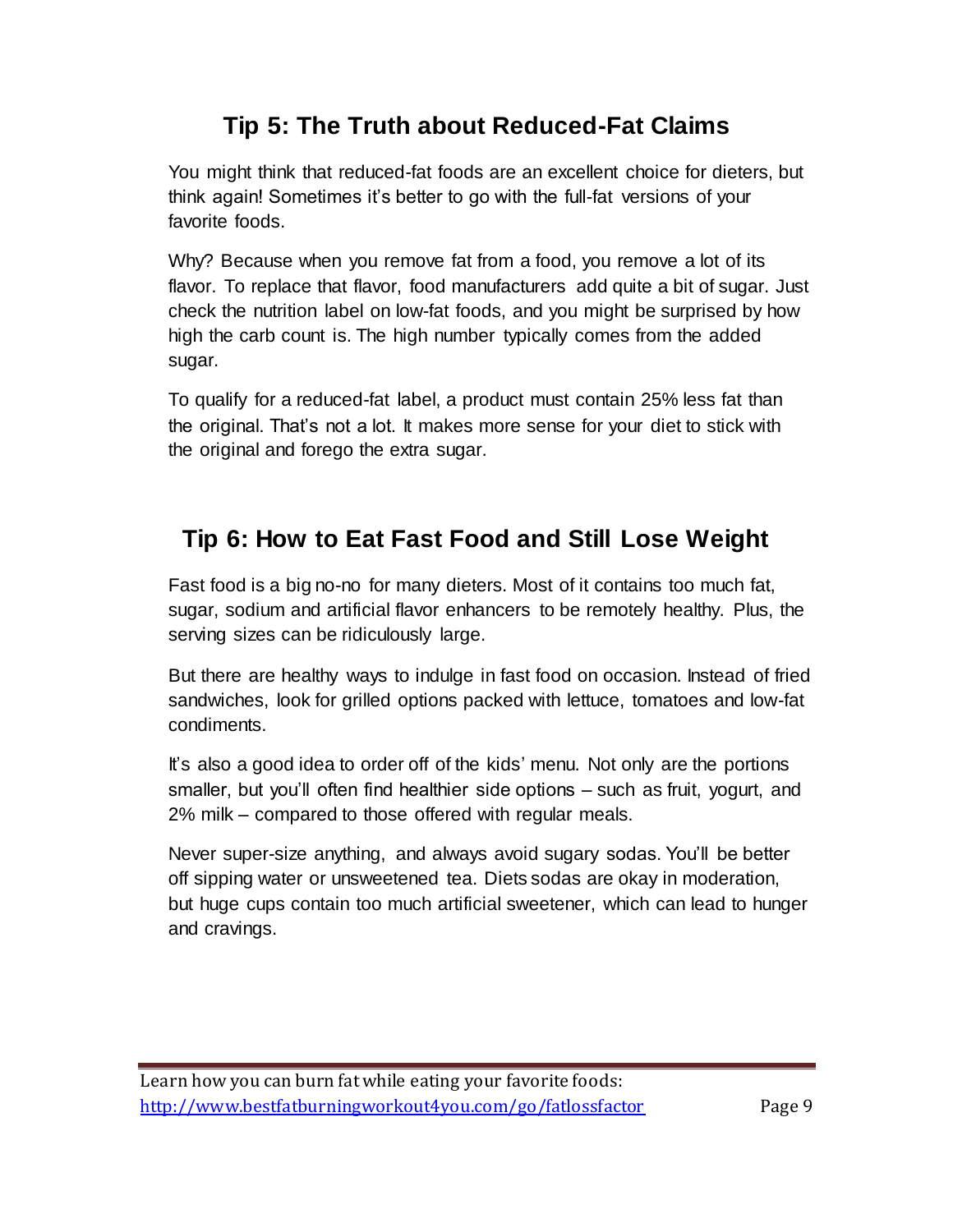## Tip 5: The Truth about Reduced-Fat Claims

You might think that reduced-fat foods are an excellent choice for dieters, but think again! Sometimes it's better to go with the full-fat versions of your favorite foods.

Why? Because when you remove fat from a food, you remove a lot of its flavor. To replace that flavor, food manufacturers add quite a bit of sugar. Just check the nutrition label on low-fat foods, and you might be surprised by how high the carb count is. The high number typically comes from the added sugar.

To qualify for a reduced-fat label, a product must contain 25% less fat than the original. That's not a lot. It makes more sense for your diet to stick with the original and forego the extra sugar.

## Tip 6: How to Eat Fast Food and Still Lose Weight

Fast food is a big no-no for many dieters. Most of it contains too much fat, sugar, sodium and artificial flavor enhancers to be remotely healthy. Plus, the serving sizes can be ridiculously large.

But there are healthy ways to indulge in fast food on occasion. Instead of fried sandwiches, look for grilled options packed with lettuce, tomatoes and low-fat condiments.

It's also a good idea to order off of the kids' menu. Not only are the portions smaller, but you'll often find healthier side options – such as fruit, yogurt, and 2% milk – compared to those offered with regular meals.

Never super-size anything, and always avoid sugary sodas. You'll be better off sipping water or unsweetened tea. Diets sodas are okay in moderation, but huge cups contain too much artificial sweetener, which can lead to hunger and cravings.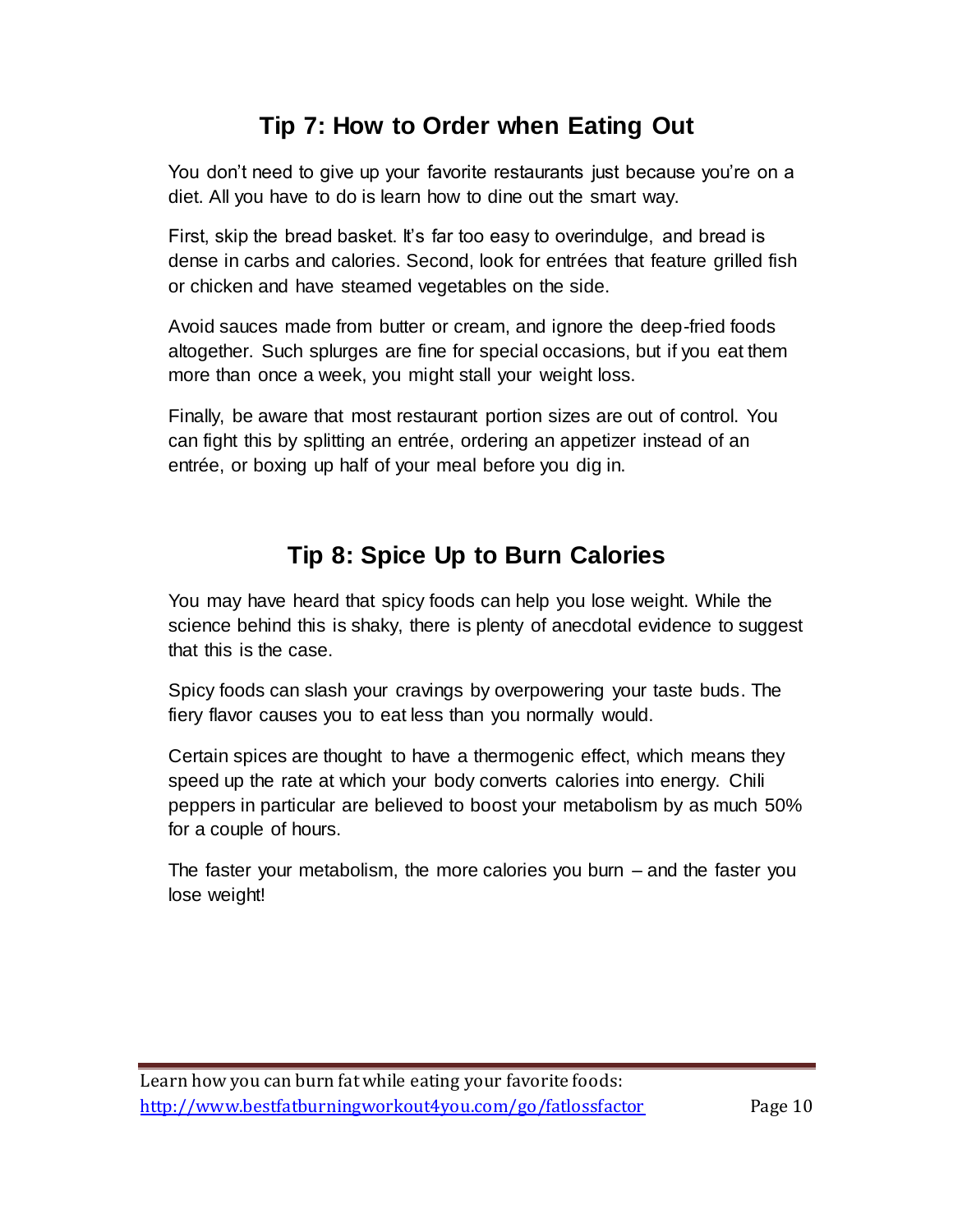## Tip 7: How to Order when Eating Out

You don't need to give up your favorite restaurants just because you're on a diet. All you have to do is learn how to dine out the smart way.

First, skip the bread basket. It's far too easy to overindulge, and bread is dense in carbs and calories. Second, look for entrées that feature grilled fish or chicken and have steamed vegetables on the side.

Avoid sauces made from butter or cream, and ignore the deep-fried foods altogether. Such splurges are fine for special occasions, but if you eat them more than once a week, you might stall your weight loss.

Finally, be aware that most restaurant portion sizes are out of control. You can fight this by splitting an entrée, ordering an appetizer instead of an entrée, or boxing up half of your meal before you dig in.

## Tip 8: Spice Up to Burn Calories

You may have heard that spicy foods can help you lose weight. While the science behind this is shaky, there is plenty of anecdotal evidence to suggest that this is the case.

Spicy foods can slash your cravings by overpowering your taste buds. The fiery flavor causes you to eat less than you normally would.

Certain spices are thought to have a thermogenic effect, which means they speed up the rate at which your body converts calories into energy. Chili peppers in particular are believed to boost your metabolism by as much 50% for a couple of hours.

The faster your metabolism, the more calories you burn – and the faster you lose weight!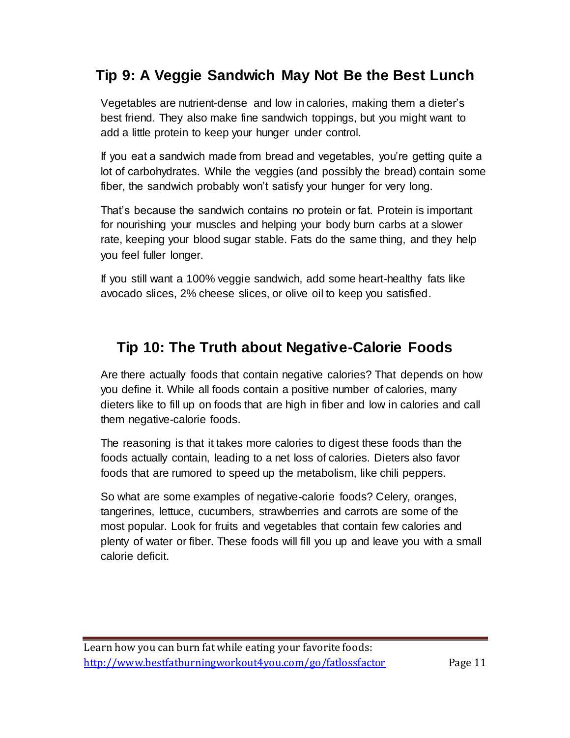## Tip 9: A Veggie Sandwich May Not Be the Best Lunch

Vegetables are nutrient-dense and low in calories, making them a dieter's best friend. They also make fine sandwich toppings, but you might want to add a little protein to keep your hunger under control.

If you eat a sandwich made from bread and vegetables, you're getting quite a lot of carbohydrates. While the veggies (and possibly the bread) contain some fiber, the sandwich probably won't satisfy your hunger for very long.

That's because the sandwich contains no protein or fat. Protein is important for nourishing your muscles and helping your body burn carbs at a slower rate, keeping your blood sugar stable. Fats do the same thing, and they help you feel fuller longer.

If you still want a 100% veggie sandwich, add some heart-healthy fats like avocado slices, 2% cheese slices, or olive oil to keep you satisfied.

## Tip 10: The Truth about Negative-Calorie Foods

Are there actually foods that contain negative calories? That depends on how you define it. While all foods contain a positive number of calories, many dieters like to fill up on foods that are high in fiber and low in calories and call them negative-calorie foods.

The reasoning is that it takes more calories to digest these foods than the foods actually contain, leading to a net loss of calories. Dieters also favor foods that are rumored to speed up the metabolism, like chili peppers.

So what are some examples of negative-calorie foods? Celery, oranges, tangerines, lettuce, cucumbers, strawberries and carrots are some of the most popular. Look for fruits and vegetables that contain few calories and plenty of water or fiber. These foods will fill you up and leave you with a small calorie deficit.

Learn how you can burn fat while eating your favorite foods:
http://www.bestfatburningworkout4you.com/go/fatlossfactor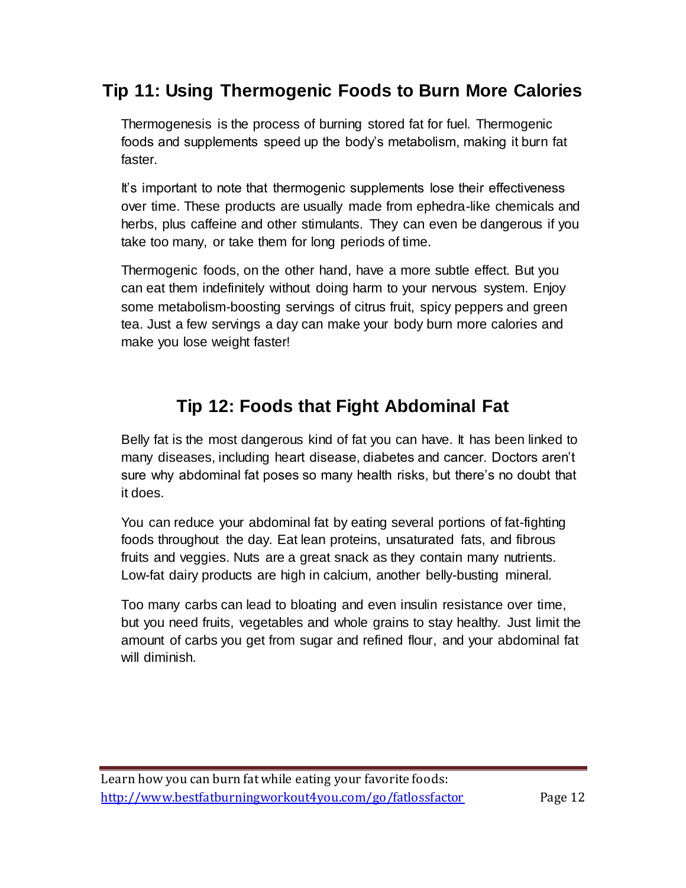## Tip 11: Using Thermogenic Foods to Burn More Calories

Thermogenesis is the process of burning stored fat for fuel. Thermogenic foods and supplements speed up the body's metabolism, making it burn fat faster.

It's important to note that thermogenic supplements lose their effectiveness over time. These products are usually made from ephedra-like chemicals and herbs, plus caffeine and other stimulants. They can even be dangerous if you take too many, or take them for long periods of time.

Thermogenic foods, on the other hand, have a more subtle effect. But you can eat them indefinitely without doing harm to your nervous system. Enjoy some metabolism-boosting servings of citrus fruit, spicy peppers and green tea. Just a few servings a day can make your body burn more calories and make you lose weight faster!

## Tip 12: Foods that Fight Abdominal Fat

Belly fat is the most dangerous kind of fat you can have. It has been linked to many diseases, including heart disease, diabetes and cancer. Doctors aren't sure why abdominal fat poses so many health risks, but there's no doubt that it does.

You can reduce your abdominal fat by eating several portions of fat-fighting foods throughout the day. Eat lean proteins, unsaturated fats, and fibrous fruits and veggies. Nuts are a great snack as they contain many nutrients. Low-fat dairy products are high in calcium, another belly-busting mineral.

Too many carbs can lead to bloating and even insulin resistance over time, but you need fruits, vegetables and whole grains to stay healthy. Just limit the amount of carbs you get from sugar and refined flour, and your abdominal fat will diminish.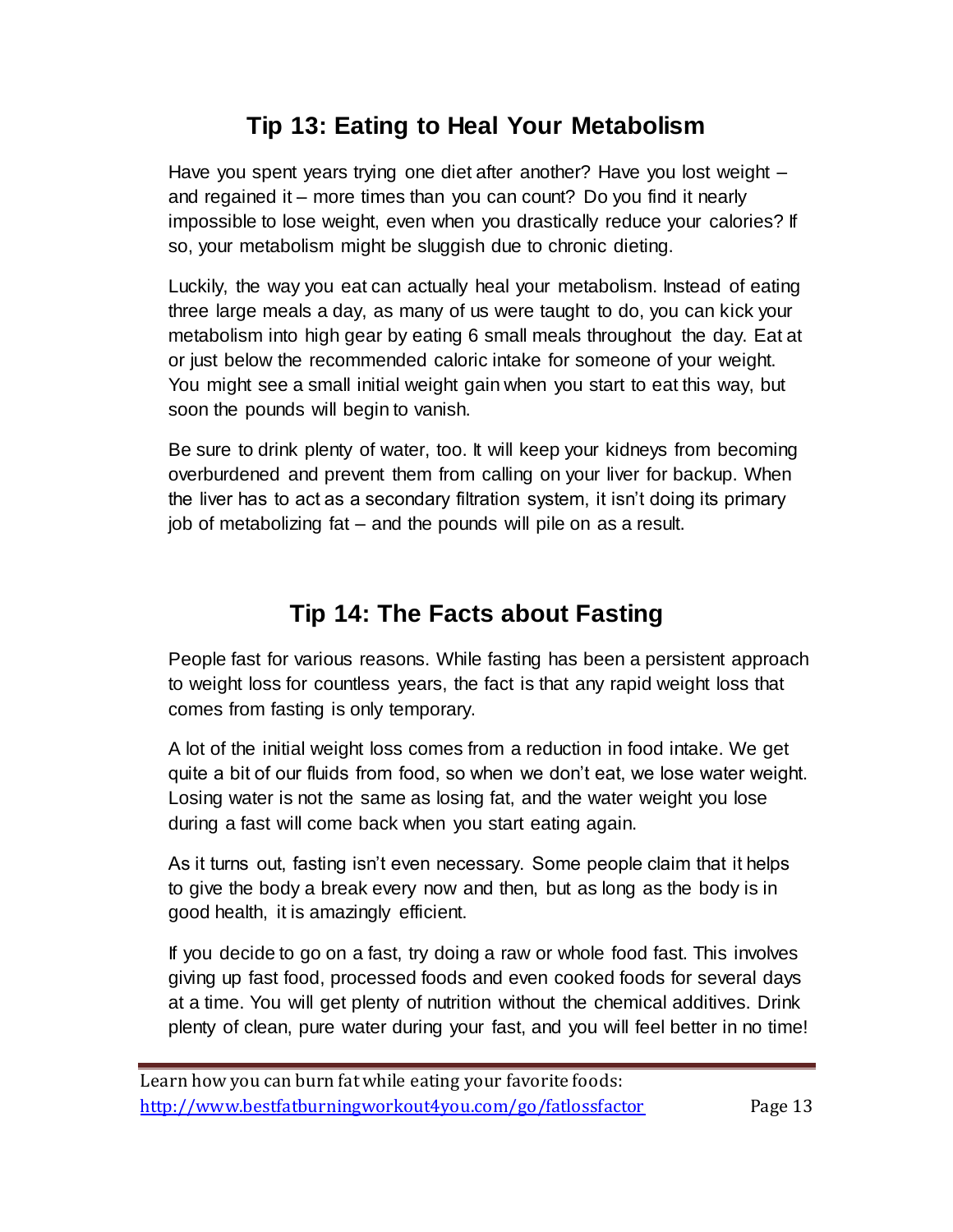## Tip 13: Eating to Heal Your Metabolism

Have you spent years trying one diet after another? Have you lost weight – and regained it – more times than you can count? Do you find it nearly impossible to lose weight, even when you drastically reduce your calories? If so, your metabolism might be sluggish due to chronic dieting.

Luckily, the way you eat can actually heal your metabolism. Instead of eating three large meals a day, as many of us were taught to do, you can kick your metabolism into high gear by eating 6 small meals throughout the day. Eat at or just below the recommended caloric intake for someone of your weight. You might see a small initial weight gain when you start to eat this way, but soon the pounds will begin to vanish.

Be sure to drink plenty of water, too. It will keep your kidneys from becoming overburdened and prevent them from calling on your liver for backup. When the liver has to act as a secondary filtration system, it isn't doing its primary job of metabolizing fat – and the pounds will pile on as a result.

## Tip 14: The Facts about Fasting

People fast for various reasons. While fasting has been a persistent approach to weight loss for countless years, the fact is that any rapid weight loss that comes from fasting is only temporary.

A lot of the initial weight loss comes from a reduction in food intake. We get quite a bit of our fluids from food, so when we don't eat, we lose water weight. Losing water is not the same as losing fat, and the water weight you lose during a fast will come back when you start eating again.

As it turns out, fasting isn't even necessary. Some people claim that it helps to give the body a break every now and then, but as long as the body is in good health, it is amazingly efficient.

If you decide to go on a fast, try doing a raw or whole food fast. This involves giving up fast food, processed foods and even cooked foods for several days at a time. You will get plenty of nutrition without the chemical additives. Drink plenty of clean, pure water during your fast, and you will feel better in no time!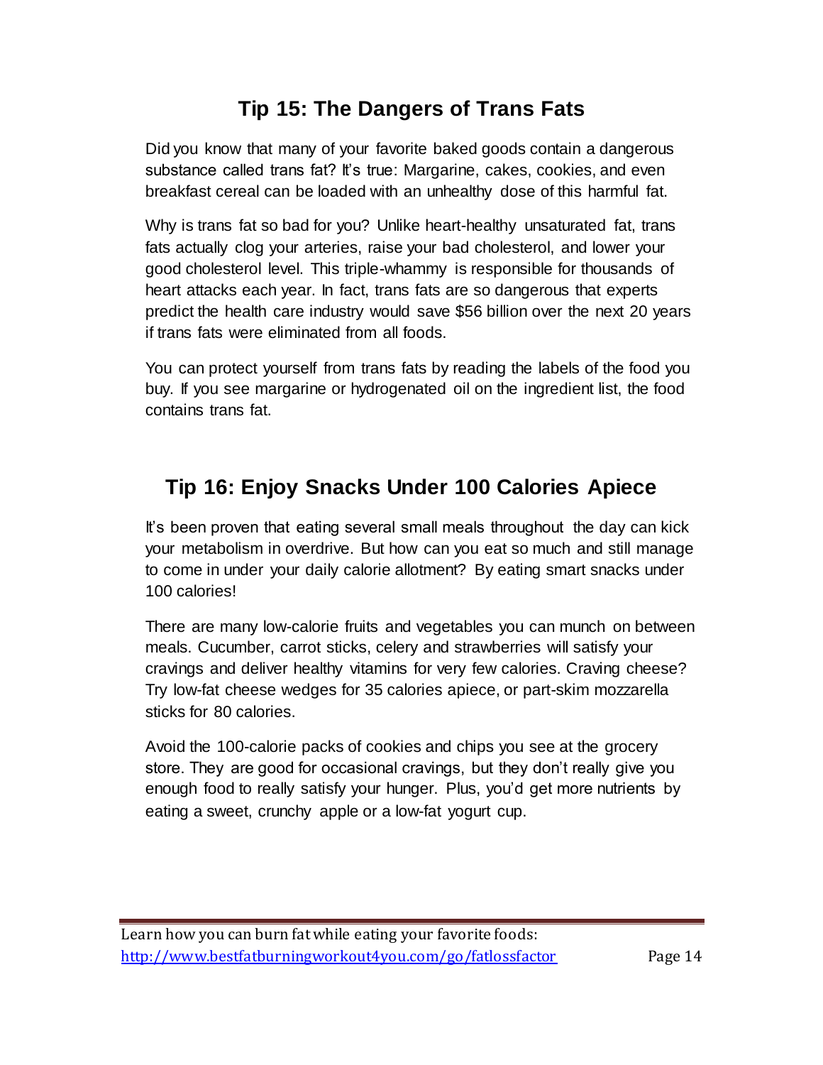## Tip 15: The Dangers of Trans Fats

Did you know that many of your favorite baked goods contain a dangerous substance called trans fat? It's true: Margarine, cakes, cookies, and even breakfast cereal can be loaded with an unhealthy dose of this harmful fat.

Why is trans fat so bad for you? Unlike heart-healthy unsaturated fat, trans fats actually clog your arteries, raise your bad cholesterol, and lower your good cholesterol level. This triple-whammy is responsible for thousands of heart attacks each year. In fact, trans fats are so dangerous that experts predict the health care industry would save $56 billion over the next 20 years if trans fats were eliminated from all foods.

You can protect yourself from trans fats by reading the labels of the food you buy. If you see margarine or hydrogenated oil on the ingredient list, the food contains trans fat.

## Tip 16: Enjoy Snacks Under 100 Calories Apiece

It's been proven that eating several small meals throughout the day can kick your metabolism in overdrive. But how can you eat so much and still manage to come in under your daily calorie allotment? By eating smart snacks under 100 calories!

There are many low-calorie fruits and vegetables you can munch on between meals. Cucumber, carrot sticks, celery and strawberries will satisfy your cravings and deliver healthy vitamins for very few calories. Craving cheese? Try low-fat cheese wedges for 35 calories apiece, or part-skim mozzarella sticks for 80 calories.

Avoid the 100-calorie packs of cookies and chips you see at the grocery store. They are good for occasional cravings, but they don't really give you enough food to really satisfy your hunger. Plus, you'd get more nutrients by eating a sweet, crunchy apple or a low-fat yogurt cup.

Learn how you can burn fat while eating your favorite foods: [http://www.bestfatburningworkout4you.com/go/fatlossfactor](http://www.bestfatburningworkout4you.com/go/fatlossfactor)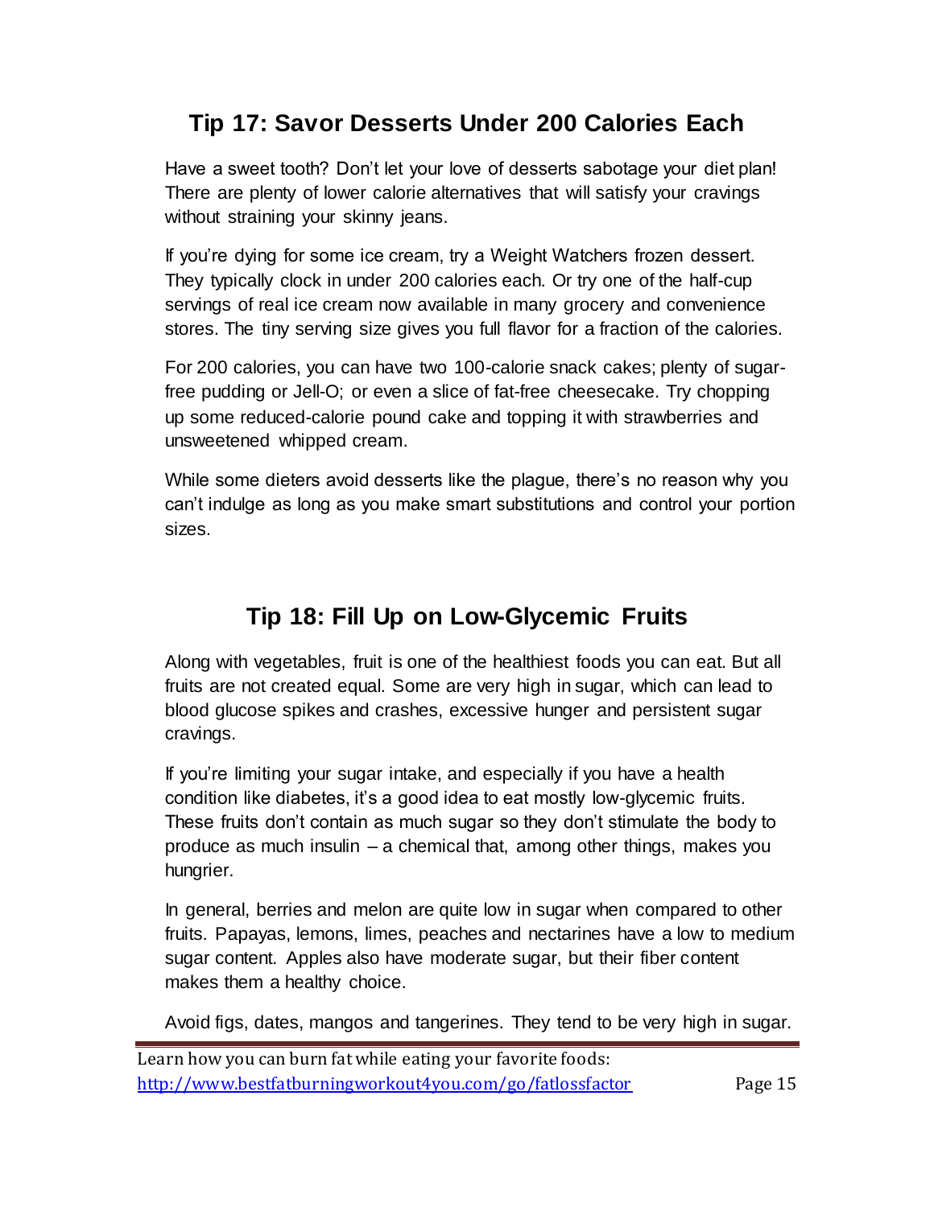## Tip 17: Savor Desserts Under 200 Calories Each

Have a sweet tooth? Don't let your love of desserts sabotage your diet plan! There are plenty of lower calorie alternatives that will satisfy your cravings without straining your skinny jeans.

If you're dying for some ice cream, try a Weight Watchers frozen dessert. They typically clock in under 200 calories each. Or try one of the half-cup servings of real ice cream now available in many grocery and convenience stores. The tiny serving size gives you full flavor for a fraction of the calories.

For 200 calories, you can have two 100-calorie snack cakes; plenty of sugar-free pudding or Jell-O; or even a slice of fat-free cheesecake. Try chopping up some reduced-calorie pound cake and topping it with strawberries and unsweetened whipped cream.

While some dieters avoid desserts like the plague, there's no reason why you can't indulge as long as you make smart substitutions and control your portion sizes.

## Tip 18: Fill Up on Low-Glycemic Fruits

Along with vegetables, fruit is one of the healthiest foods you can eat. But all fruits are not created equal. Some are very high in sugar, which can lead to blood glucose spikes and crashes, excessive hunger and persistent sugar cravings.

If you're limiting your sugar intake, and especially if you have a health condition like diabetes, it's a good idea to eat mostly low-glycemic fruits. These fruits don't contain as much sugar so they don't stimulate the body to produce as much insulin – a chemical that, among other things, makes you hungrier.

In general, berries and melon are quite low in sugar when compared to other fruits. Papayas, lemons, limes, peaches and nectarines have a low to medium sugar content. Apples also have moderate sugar, but their fiber content makes them a healthy choice.

Avoid figs, dates, mangos and tangerines. They tend to be very high in sugar.

Learn how you can burn fat while eating your favorite foods: http://www.bestfatburningworkout4you.com/go/fatlossfactor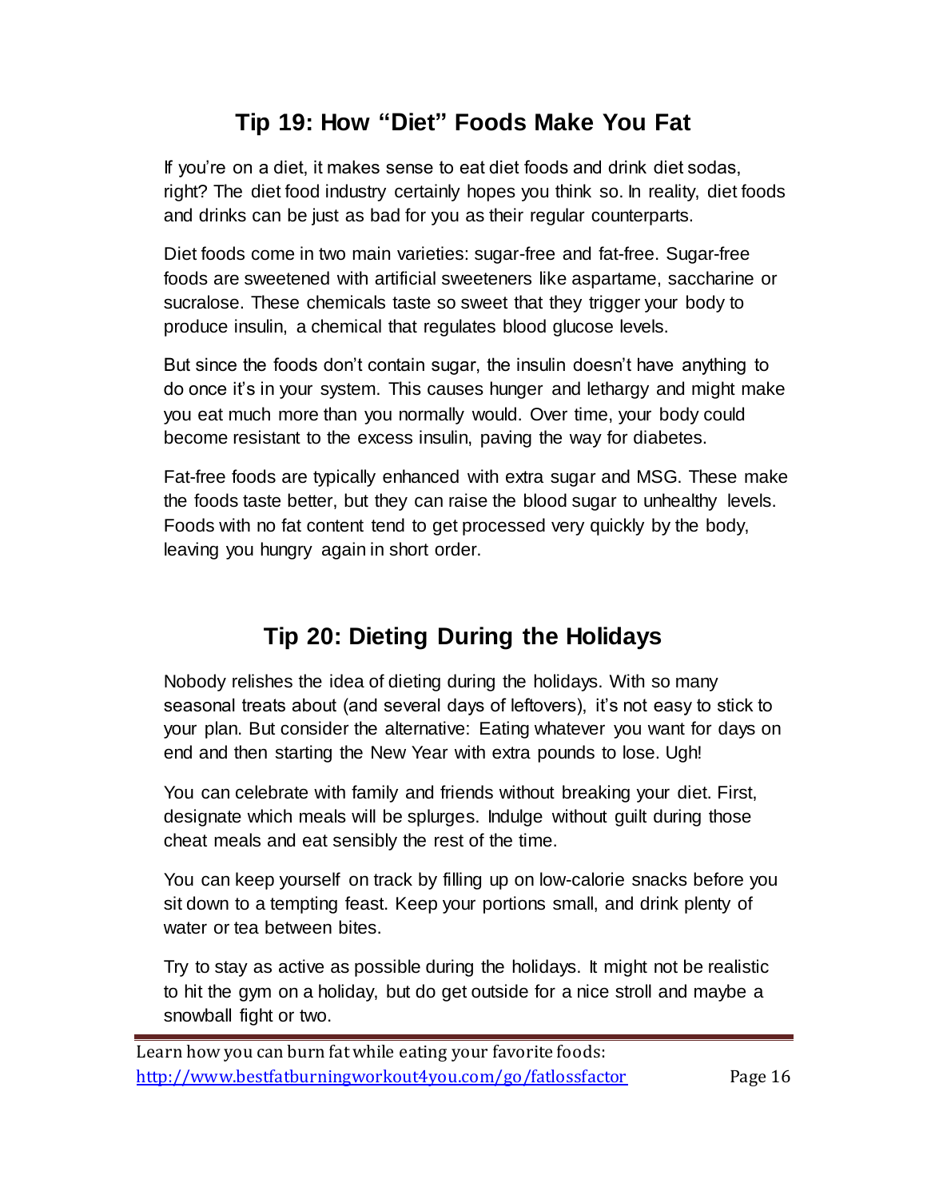## Tip 19: How "Diet" Foods Make You Fat

If you're on a diet, it makes sense to eat diet foods and drink diet sodas, right? The diet food industry certainly hopes you think so. In reality, diet foods and drinks can be just as bad for you as their regular counterparts.

Diet foods come in two main varieties: sugar-free and fat-free. Sugar-free foods are sweetened with artificial sweeteners like aspartame, saccharine or sucralose. These chemicals taste so sweet that they trigger your body to produce insulin, a chemical that regulates blood glucose levels.

But since the foods don't contain sugar, the insulin doesn't have anything to do once it's in your system. This causes hunger and lethargy and might make you eat much more than you normally would. Over time, your body could become resistant to the excess insulin, paving the way for diabetes.

Fat-free foods are typically enhanced with extra sugar and MSG. These make the foods taste better, but they can raise the blood sugar to unhealthy levels. Foods with no fat content tend to get processed very quickly by the body, leaving you hungry again in short order.

## Tip 20: Dieting During the Holidays

Nobody relishes the idea of dieting during the holidays. With so many seasonal treats about (and several days of leftovers), it's not easy to stick to your plan. But consider the alternative: Eating whatever you want for days on end and then starting the New Year with extra pounds to lose. Ugh!

You can celebrate with family and friends without breaking your diet. First, designate which meals will be splurges. Indulge without guilt during those cheat meals and eat sensibly the rest of the time.

You can keep yourself on track by filling up on low-calorie snacks before you sit down to a tempting feast. Keep your portions small, and drink plenty of water or tea between bites.

Try to stay as active as possible during the holidays. It might not be realistic to hit the gym on a holiday, but do get outside for a nice stroll and maybe a snowball fight or two.

Learn how you can burn fat while eating your favorite foods:
http://www.bestfatburningworkout4you.com/go/fatlossfactor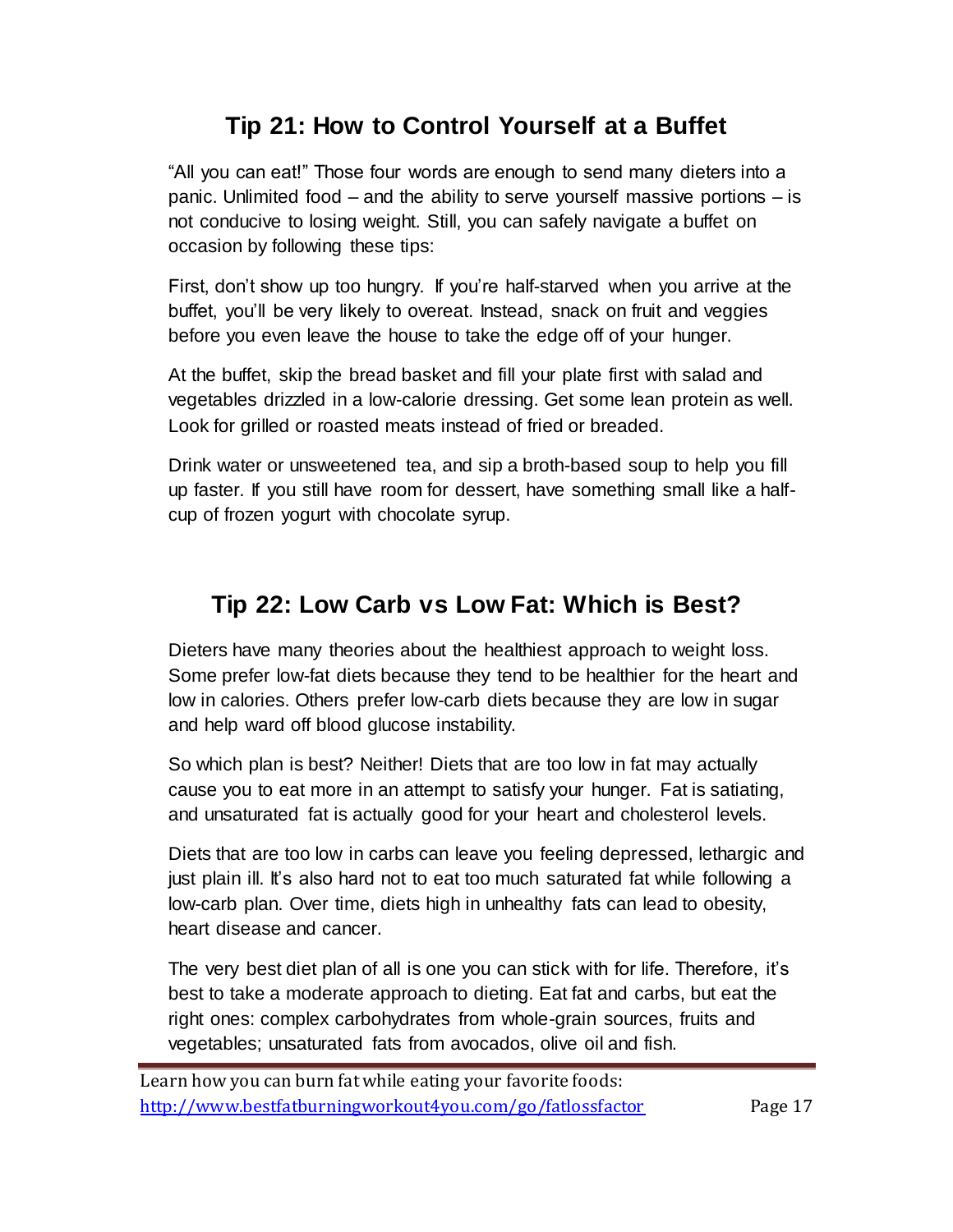## Tip 21: How to Control Yourself at a Buffet

"All you can eat!" Those four words are enough to send many dieters into a panic. Unlimited food – and the ability to serve yourself massive portions – is not conducive to losing weight. Still, you can safely navigate a buffet on occasion by following these tips:

First, don't show up too hungry. If you're half-starved when you arrive at the buffet, you'll be very likely to overeat. Instead, snack on fruit and veggies before you even leave the house to take the edge off of your hunger.

At the buffet, skip the bread basket and fill your plate first with salad and vegetables drizzled in a low-calorie dressing. Get some lean protein as well. Look for grilled or roasted meats instead of fried or breaded.

Drink water or unsweetened tea, and sip a broth-based soup to help you fill up faster. If you still have room for dessert, have something small like a half-cup of frozen yogurt with chocolate syrup.

## Tip 22: Low Carb vs Low Fat: Which is Best?

Dieters have many theories about the healthiest approach to weight loss. Some prefer low-fat diets because they tend to be healthier for the heart and low in calories. Others prefer low-carb diets because they are low in sugar and help ward off blood glucose instability.

So which plan is best? Neither! Diets that are too low in fat may actually cause you to eat more in an attempt to satisfy your hunger. Fat is satiating, and unsaturated fat is actually good for your heart and cholesterol levels.

Diets that are too low in carbs can leave you feeling depressed, lethargic and just plain ill. It's also hard not to eat too much saturated fat while following a low-carb plan. Over time, diets high in unhealthy fats can lead to obesity, heart disease and cancer.

The very best diet plan of all is one you can stick with for life. Therefore, it's best to take a moderate approach to dieting. Eat fat and carbs, but eat the right ones: complex carbohydrates from whole-grain sources, fruits and vegetables; unsaturated fats from avocados, olive oil and fish.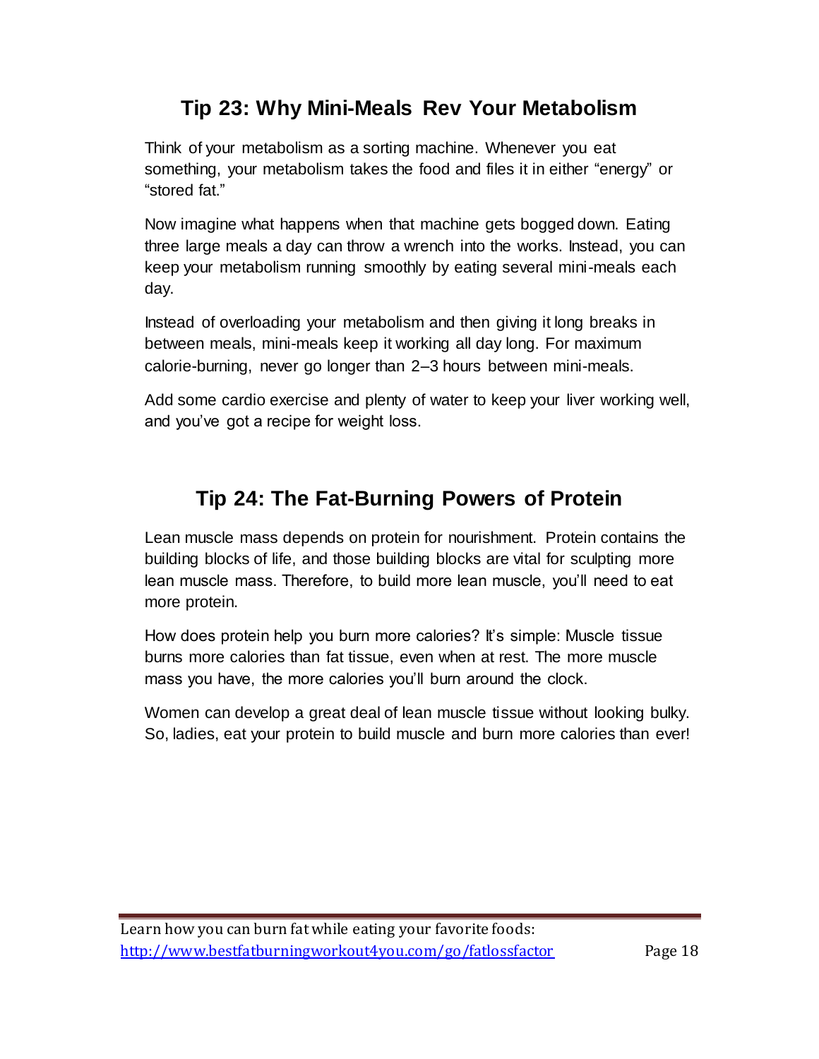## Tip 23: Why Mini-Meals Rev Your Metabolism

Think of your metabolism as a sorting machine. Whenever you eat something, your metabolism takes the food and files it in either "energy" or "stored fat."

Now imagine what happens when that machine gets bogged down. Eating three large meals a day can throw a wrench into the works. Instead, you can keep your metabolism running smoothly by eating several mini-meals each day.

Instead of overloading your metabolism and then giving it long breaks in between meals, mini-meals keep it working all day long. For maximum calorie-burning, never go longer than 2–3 hours between mini-meals.

Add some cardio exercise and plenty of water to keep your liver working well, and you've got a recipe for weight loss.

## Tip 24: The Fat-Burning Powers of Protein

Lean muscle mass depends on protein for nourishment. Protein contains the building blocks of life, and those building blocks are vital for sculpting more lean muscle mass. Therefore, to build more lean muscle, you'll need to eat more protein.

How does protein help you burn more calories? It's simple: Muscle tissue burns more calories than fat tissue, even when at rest. The more muscle mass you have, the more calories you'll burn around the clock.

Women can develop a great deal of lean muscle tissue without looking bulky. So, ladies, eat your protein to build muscle and burn more calories than ever!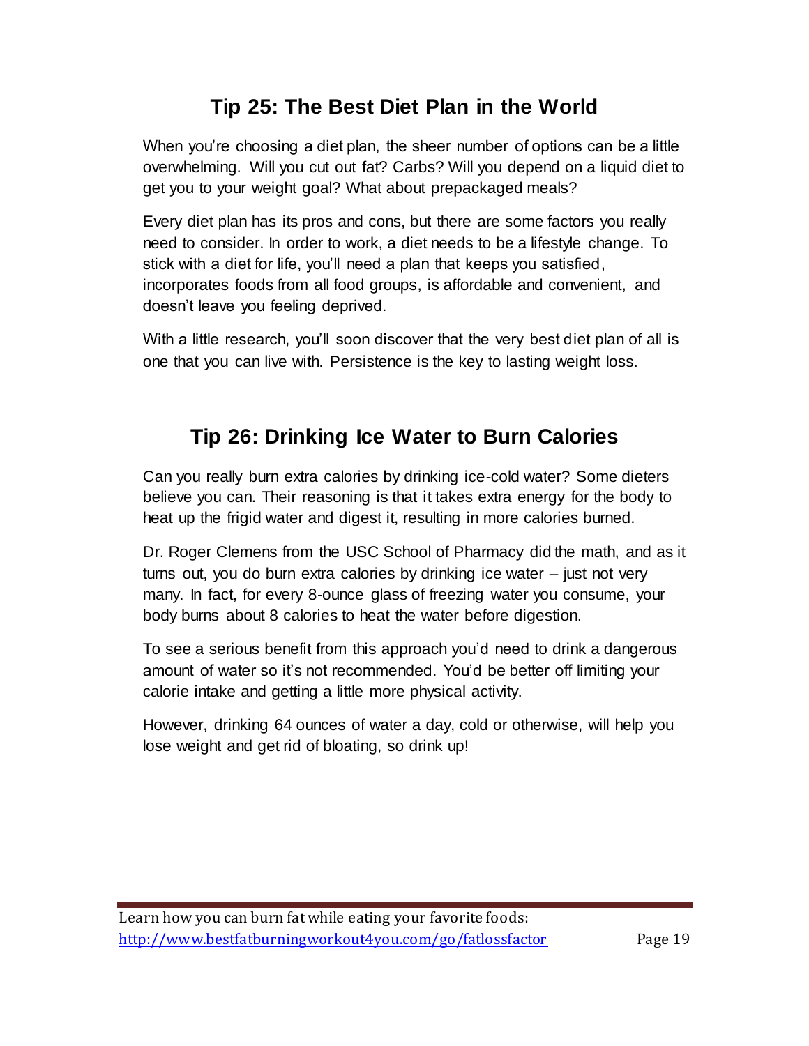## Tip 25: The Best Diet Plan in the World

When you're choosing a diet plan, the sheer number of options can be a little overwhelming. Will you cut out fat? Carbs? Will you depend on a liquid diet to get you to your weight goal? What about prepackaged meals?

Every diet plan has its pros and cons, but there are some factors you really need to consider. In order to work, a diet needs to be a lifestyle change. To stick with a diet for life, you'll need a plan that keeps you satisfied, incorporates foods from all food groups, is affordable and convenient, and doesn't leave you feeling deprived.

With a little research, you'll soon discover that the very best diet plan of all is one that you can live with. Persistence is the key to lasting weight loss.

## Tip 26: Drinking Ice Water to Burn Calories

Can you really burn extra calories by drinking ice-cold water? Some dieters believe you can. Their reasoning is that it takes extra energy for the body to heat up the frigid water and digest it, resulting in more calories burned.

Dr. Roger Clemens from the USC School of Pharmacy did the math, and as it turns out, you do burn extra calories by drinking ice water – just not very many. In fact, for every 8-ounce glass of freezing water you consume, your body burns about 8 calories to heat the water before digestion.

To see a serious benefit from this approach you'd need to drink a dangerous amount of water so it's not recommended. You'd be better off limiting your calorie intake and getting a little more physical activity.

However, drinking 64 ounces of water a day, cold or otherwise, will help you lose weight and get rid of bloating, so drink up!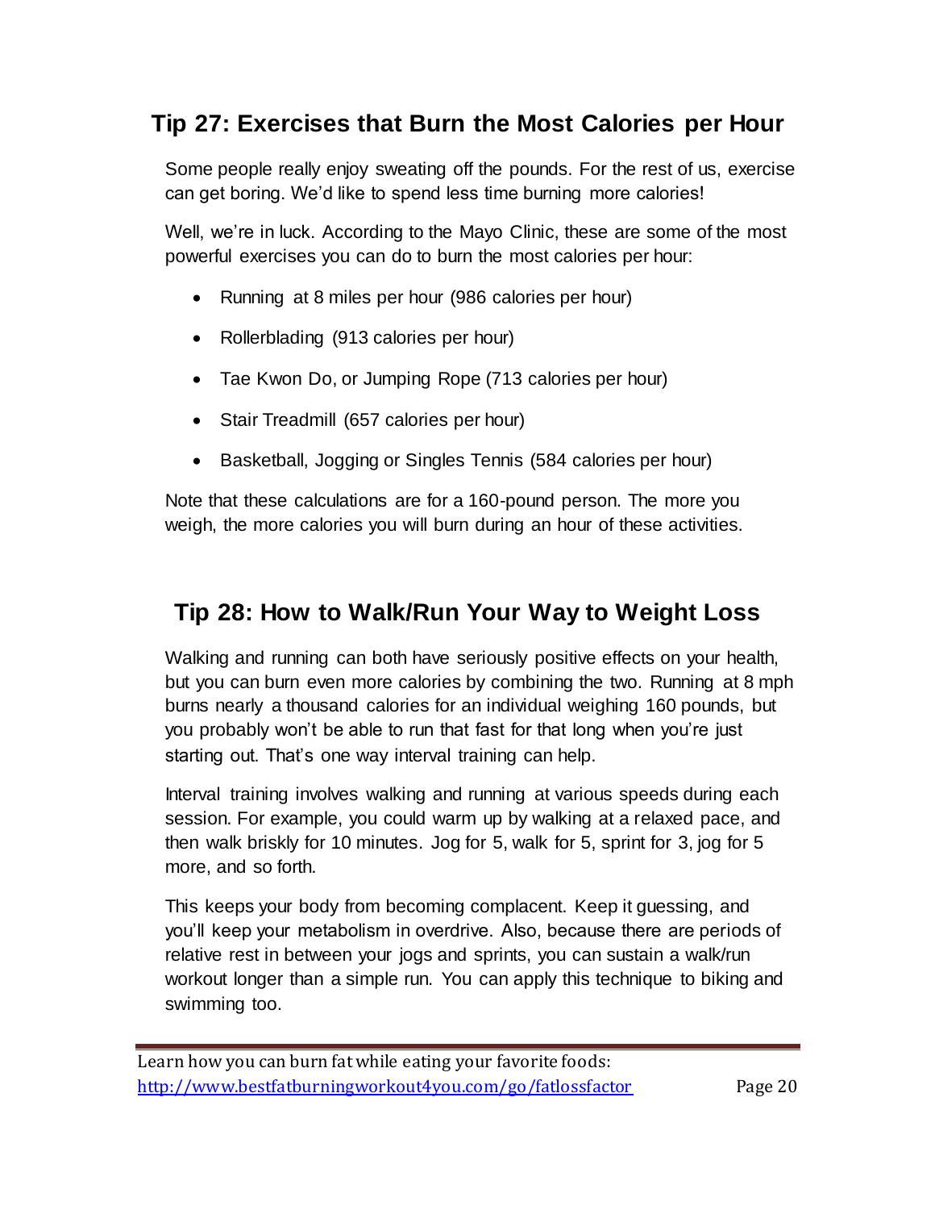## Tip 27: Exercises that Burn the Most Calories per Hour

Some people really enjoy sweating off the pounds. For the rest of us, exercise can get boring. We'd like to spend less time burning more calories!

Well, we're in luck. According to the Mayo Clinic, these are some of the most powerful exercises you can do to burn the most calories per hour:

- Running at 8 miles per hour (986 calories per hour)
- Rollerblading (913 calories per hour)
- Tae Kwon Do, or Jumping Rope (713 calories per hour)
- Stair Treadmill (657 calories per hour)
- Basketball, Jogging or Singles Tennis (584 calories per hour)

Note that these calculations are for a 160-pound person. The more you weigh, the more calories you will burn during an hour of these activities.

## Tip 28: How to Walk/Run Your Way to Weight Loss

Walking and running can both have seriously positive effects on your health, but you can burn even more calories by combining the two. Running at 8 mph burns nearly a thousand calories for an individual weighing 160 pounds, but you probably won't be able to run that fast for that long when you're just starting out. That's one way interval training can help.

Interval training involves walking and running at various speeds during each session. For example, you could warm up by walking at a relaxed pace, and then walk briskly for 10 minutes. Jog for 5, walk for 5, sprint for 3, jog for 5 more, and so forth.

This keeps your body from becoming complacent. Keep it guessing, and you'll keep your metabolism in overdrive. Also, because there are periods of relative rest in between your jogs and sprints, you can sustain a walk/run workout longer than a simple run. You can apply this technique to biking and swimming too.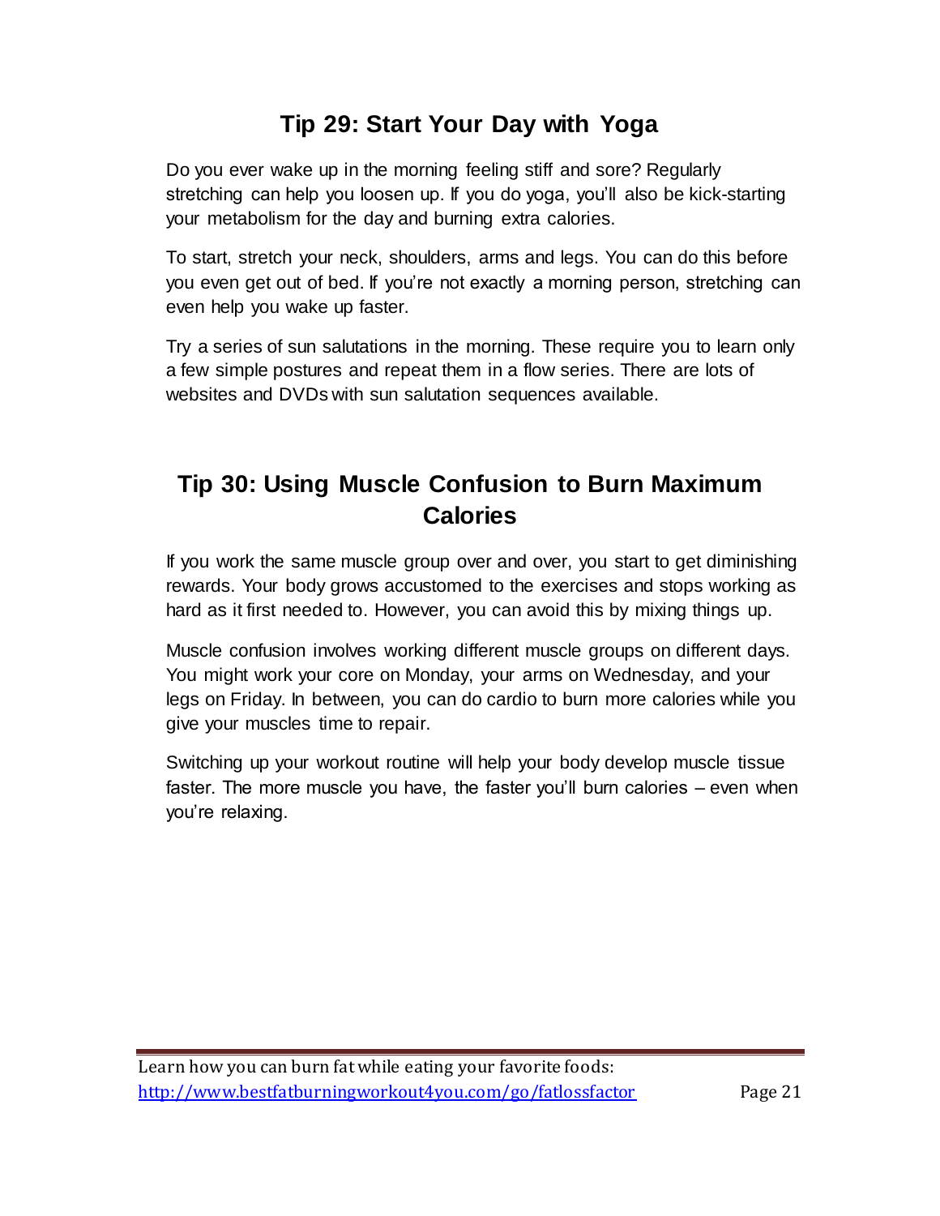## Tip 29: Start Your Day with Yoga

Do you ever wake up in the morning feeling stiff and sore? Regularly stretching can help you loosen up. If you do yoga, you'll also be kick-starting your metabolism for the day and burning extra calories.

To start, stretch your neck, shoulders, arms and legs. You can do this before you even get out of bed. If you're not exactly a morning person, stretching can even help you wake up faster.

Try a series of sun salutations in the morning. These require you to learn only a few simple postures and repeat them in a flow series. There are lots of websites and DVDs with sun salutation sequences available.

## Tip 30: Using Muscle Confusion to Burn Maximum Calories

If you work the same muscle group over and over, you start to get diminishing rewards. Your body grows accustomed to the exercises and stops working as hard as it first needed to. However, you can avoid this by mixing things up.

Muscle confusion involves working different muscle groups on different days. You might work your core on Monday, your arms on Wednesday, and your legs on Friday. In between, you can do cardio to burn more calories while you give your muscles time to repair.

Switching up your workout routine will help your body develop muscle tissue faster. The more muscle you have, the faster you'll burn calories – even when you're relaxing.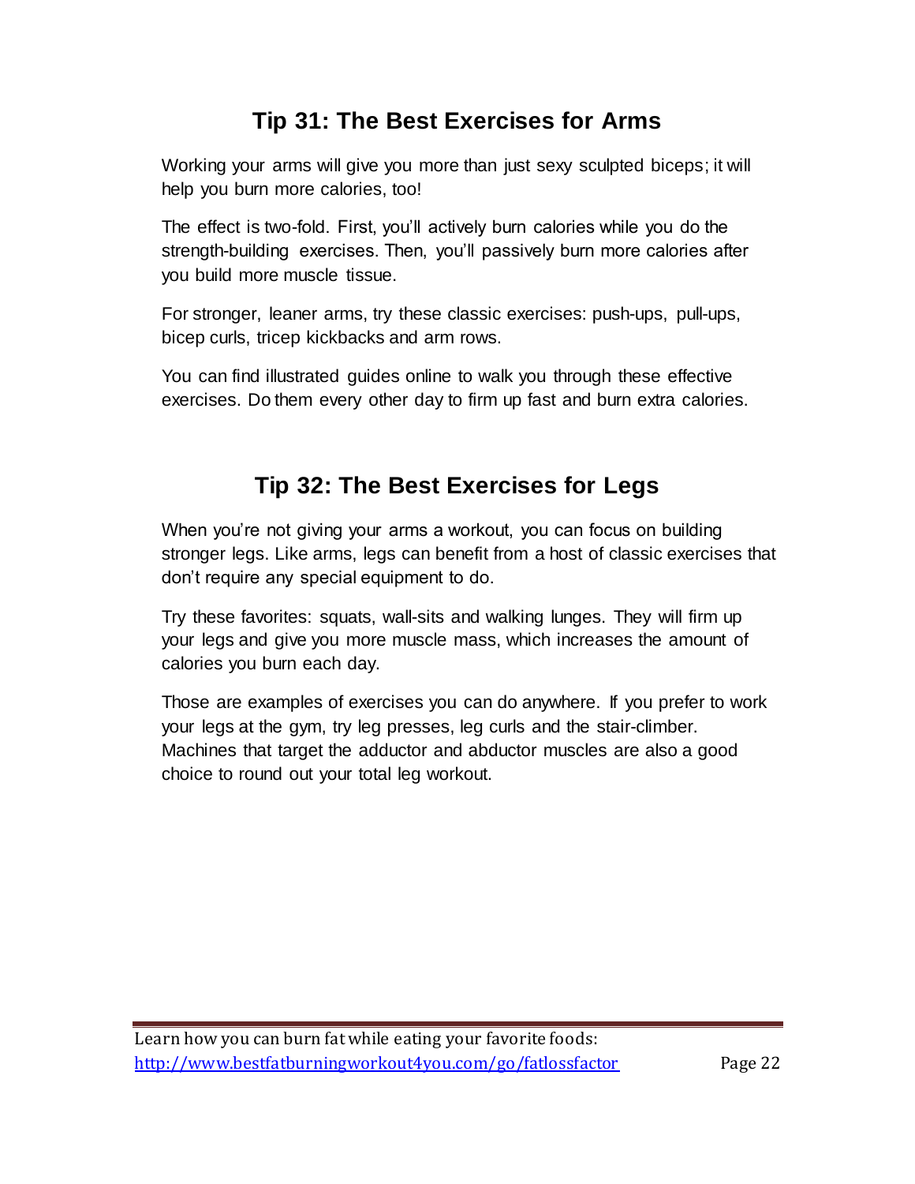## Tip 31: The Best Exercises for Arms

Working your arms will give you more than just sexy sculpted biceps; it will help you burn more calories, too!

The effect is two-fold. First, you'll actively burn calories while you do the strength-building exercises. Then, you'll passively burn more calories after you build more muscle tissue.

For stronger, leaner arms, try these classic exercises: push-ups, pull-ups, bicep curls, tricep kickbacks and arm rows.

You can find illustrated guides online to walk you through these effective exercises. Do them every other day to firm up fast and burn extra calories.

## Tip 32: The Best Exercises for Legs

When you're not giving your arms a workout, you can focus on building stronger legs. Like arms, legs can benefit from a host of classic exercises that don't require any special equipment to do.

Try these favorites: squats, wall-sits and walking lunges. They will firm up your legs and give you more muscle mass, which increases the amount of calories you burn each day.

Those are examples of exercises you can do anywhere. If you prefer to work your legs at the gym, try leg presses, leg curls and the stair-climber. Machines that target the adductor and abductor muscles are also a good choice to round out your total leg workout.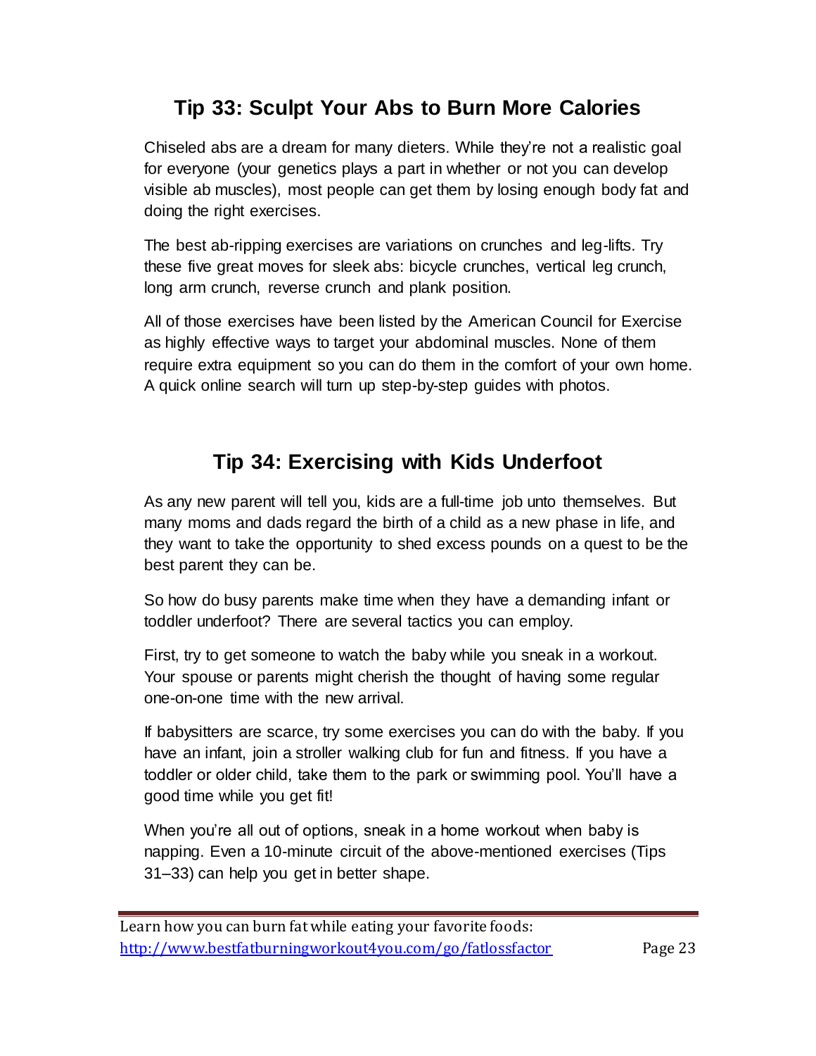## Tip 33: Sculpt Your Abs to Burn More Calories

Chiseled abs are a dream for many dieters. While they're not a realistic goal for everyone (your genetics plays a part in whether or not you can develop visible ab muscles), most people can get them by losing enough body fat and doing the right exercises.

The best ab-ripping exercises are variations on crunches and leg-lifts. Try these five great moves for sleek abs: bicycle crunches, vertical leg crunch, long arm crunch, reverse crunch and plank position.

All of those exercises have been listed by the American Council for Exercise as highly effective ways to target your abdominal muscles. None of them require extra equipment so you can do them in the comfort of your own home. A quick online search will turn up step-by-step guides with photos.

## Tip 34: Exercising with Kids Underfoot

As any new parent will tell you, kids are a full-time job unto themselves. But many moms and dads regard the birth of a child as a new phase in life, and they want to take the opportunity to shed excess pounds on a quest to be the best parent they can be.

So how do busy parents make time when they have a demanding infant or toddler underfoot? There are several tactics you can employ.

First, try to get someone to watch the baby while you sneak in a workout. Your spouse or parents might cherish the thought of having some regular one-on-one time with the new arrival.

If babysitters are scarce, try some exercises you can do with the baby. If you have an infant, join a stroller walking club for fun and fitness. If you have a toddler or older child, take them to the park or swimming pool. You'll have a good time while you get fit!

When you're all out of options, sneak in a home workout when baby is napping. Even a 10-minute circuit of the above-mentioned exercises (Tips 31–33) can help you get in better shape.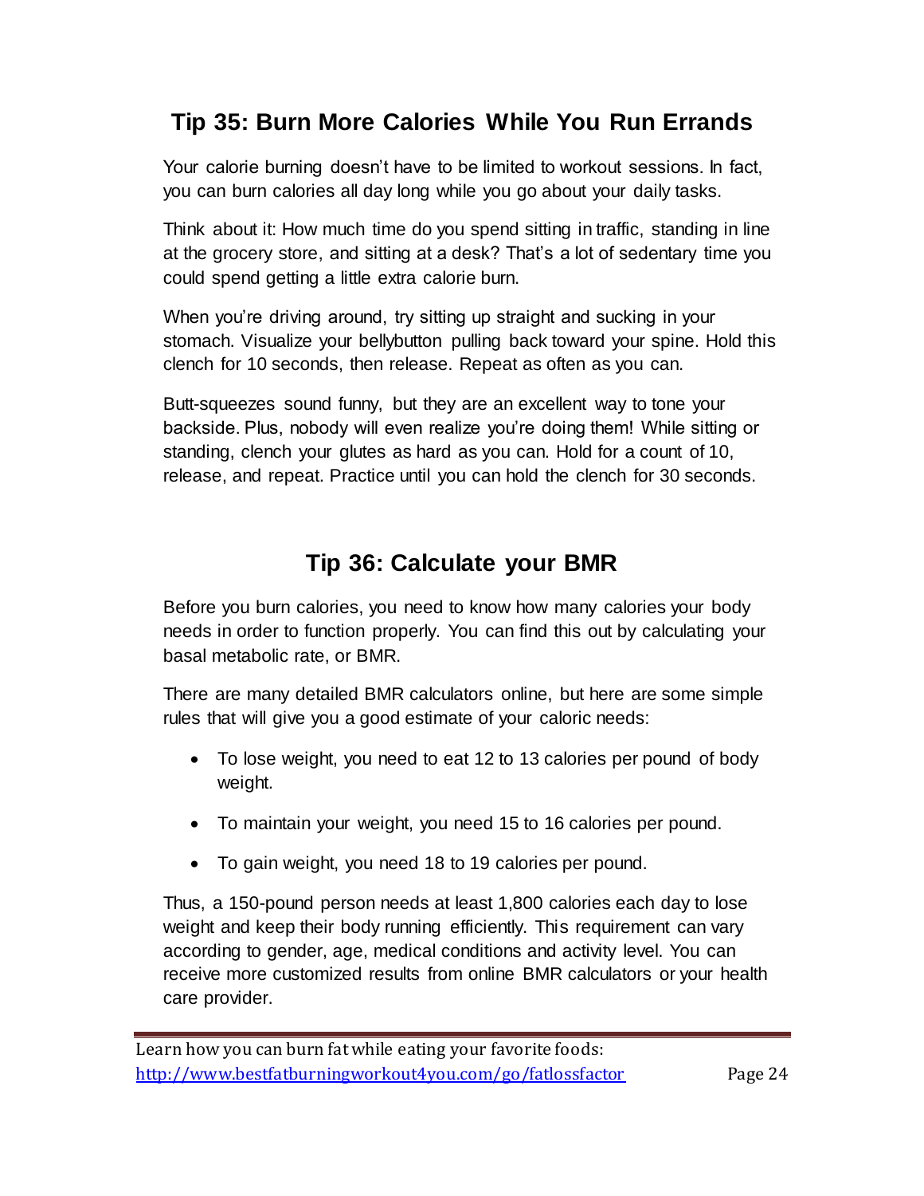## Tip 35: Burn More Calories While You Run Errands

Your calorie burning doesn't have to be limited to workout sessions. In fact, you can burn calories all day long while you go about your daily tasks.

Think about it: How much time do you spend sitting in traffic, standing in line at the grocery store, and sitting at a desk? That's a lot of sedentary time you could spend getting a little extra calorie burn.

When you're driving around, try sitting up straight and sucking in your stomach. Visualize your bellybutton pulling back toward your spine. Hold this clench for 10 seconds, then release. Repeat as often as you can.

Butt-squeezes sound funny, but they are an excellent way to tone your backside. Plus, nobody will even realize you're doing them! While sitting or standing, clench your glutes as hard as you can. Hold for a count of 10, release, and repeat. Practice until you can hold the clench for 30 seconds.

## Tip 36: Calculate your BMR

Before you burn calories, you need to know how many calories your body needs in order to function properly. You can find this out by calculating your basal metabolic rate, or BMR.

There are many detailed BMR calculators online, but here are some simple rules that will give you a good estimate of your caloric needs:

- To lose weight, you need to eat 12 to 13 calories per pound of body weight.
- To maintain your weight, you need 15 to 16 calories per pound.
- To gain weight, you need 18 to 19 calories per pound.

Thus, a 150-pound person needs at least 1,800 calories each day to lose weight and keep their body running efficiently. This requirement can vary according to gender, age, medical conditions and activity level. You can receive more customized results from online BMR calculators or your health care provider.

Learn how you can burn fat while eating your favorite foods: http://www.bestfatburningworkout4you.com/go/fatlossfactor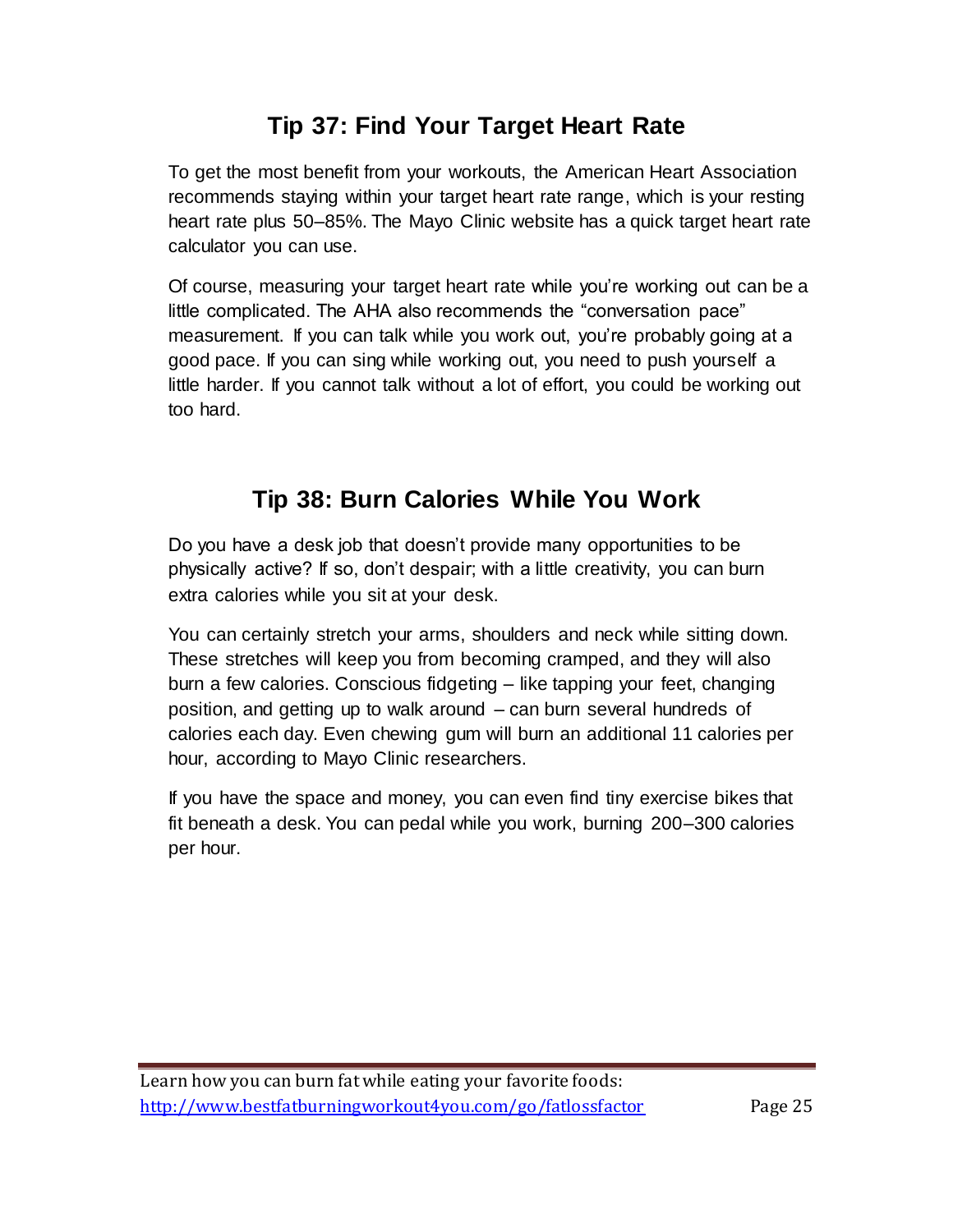## Tip 37: Find Your Target Heart Rate

To get the most benefit from your workouts, the American Heart Association recommends staying within your target heart rate range, which is your resting heart rate plus 50–85%. The Mayo Clinic website has a quick target heart rate calculator you can use.

Of course, measuring your target heart rate while you're working out can be a little complicated. The AHA also recommends the "conversation pace" measurement. If you can talk while you work out, you're probably going at a good pace. If you can sing while working out, you need to push yourself a little harder. If you cannot talk without a lot of effort, you could be working out too hard.

## Tip 38: Burn Calories While You Work

Do you have a desk job that doesn't provide many opportunities to be physically active? If so, don't despair; with a little creativity, you can burn extra calories while you sit at your desk.

You can certainly stretch your arms, shoulders and neck while sitting down. These stretches will keep you from becoming cramped, and they will also burn a few calories. Conscious fidgeting – like tapping your feet, changing position, and getting up to walk around – can burn several hundreds of calories each day. Even chewing gum will burn an additional 11 calories per hour, according to Mayo Clinic researchers.

If you have the space and money, you can even find tiny exercise bikes that fit beneath a desk. You can pedal while you work, burning 200–300 calories per hour.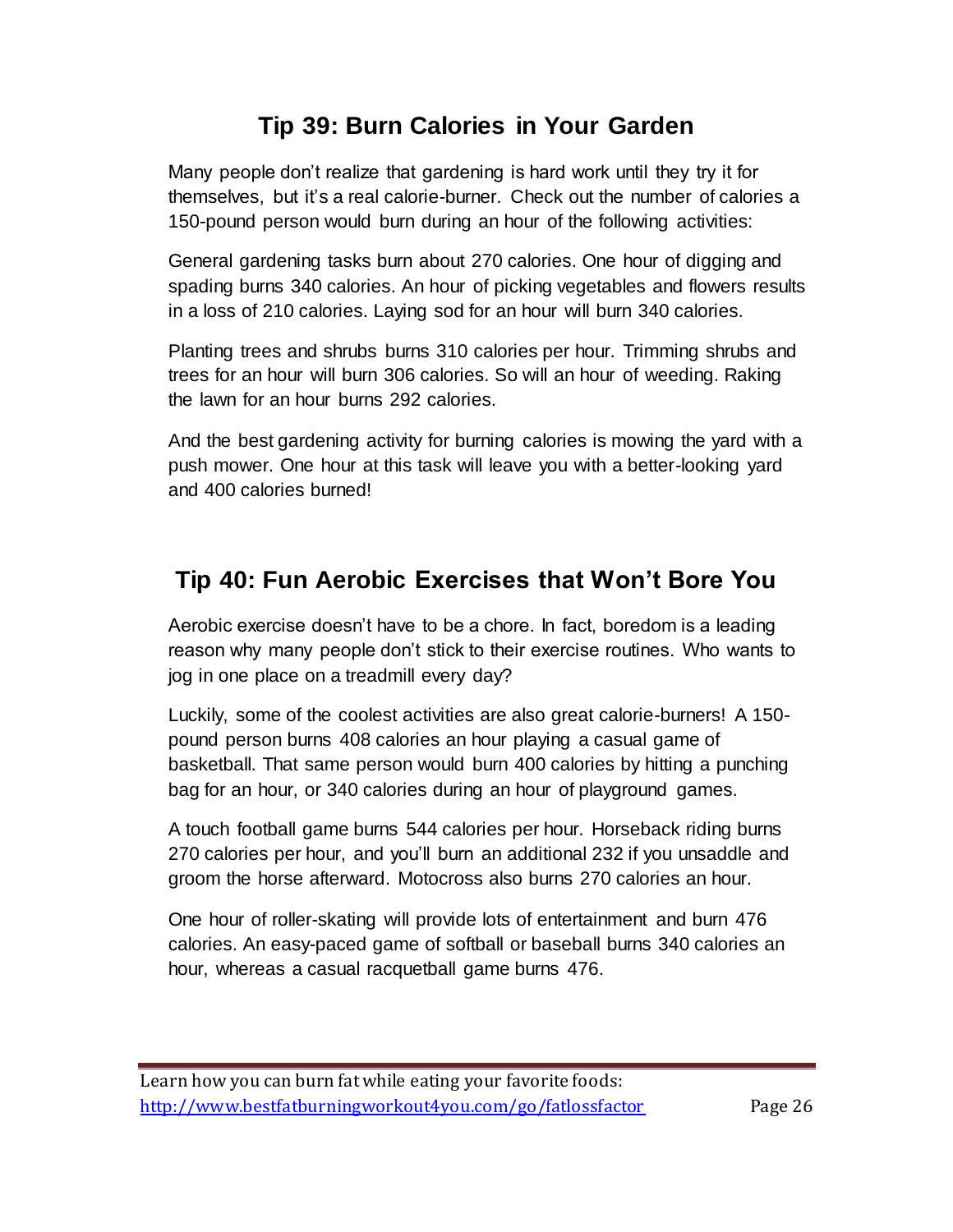## Tip 39: Burn Calories in Your Garden

Many people don't realize that gardening is hard work until they try it for themselves, but it's a real calorie-burner. Check out the number of calories a 150-pound person would burn during an hour of the following activities:

General gardening tasks burn about 270 calories. One hour of digging and spading burns 340 calories. An hour of picking vegetables and flowers results in a loss of 210 calories. Laying sod for an hour will burn 340 calories.

Planting trees and shrubs burns 310 calories per hour. Trimming shrubs and trees for an hour will burn 306 calories. So will an hour of weeding. Raking the lawn for an hour burns 292 calories.

And the best gardening activity for burning calories is mowing the yard with a push mower. One hour at this task will leave you with a better-looking yard and 400 calories burned!

## Tip 40: Fun Aerobic Exercises that Won't Bore You

Aerobic exercise doesn't have to be a chore. In fact, boredom is a leading reason why many people don't stick to their exercise routines. Who wants to jog in one place on a treadmill every day?

Luckily, some of the coolest activities are also great calorie-burners! A 150-pound person burns 408 calories an hour playing a casual game of basketball. That same person would burn 400 calories by hitting a punching bag for an hour, or 340 calories during an hour of playground games.

A touch football game burns 544 calories per hour. Horseback riding burns 270 calories per hour, and you'll burn an additional 232 if you unsaddle and groom the horse afterward. Motocross also burns 270 calories an hour.

One hour of roller-skating will provide lots of entertainment and burn 476 calories. An easy-paced game of softball or baseball burns 340 calories an hour, whereas a casual racquetball game burns 476.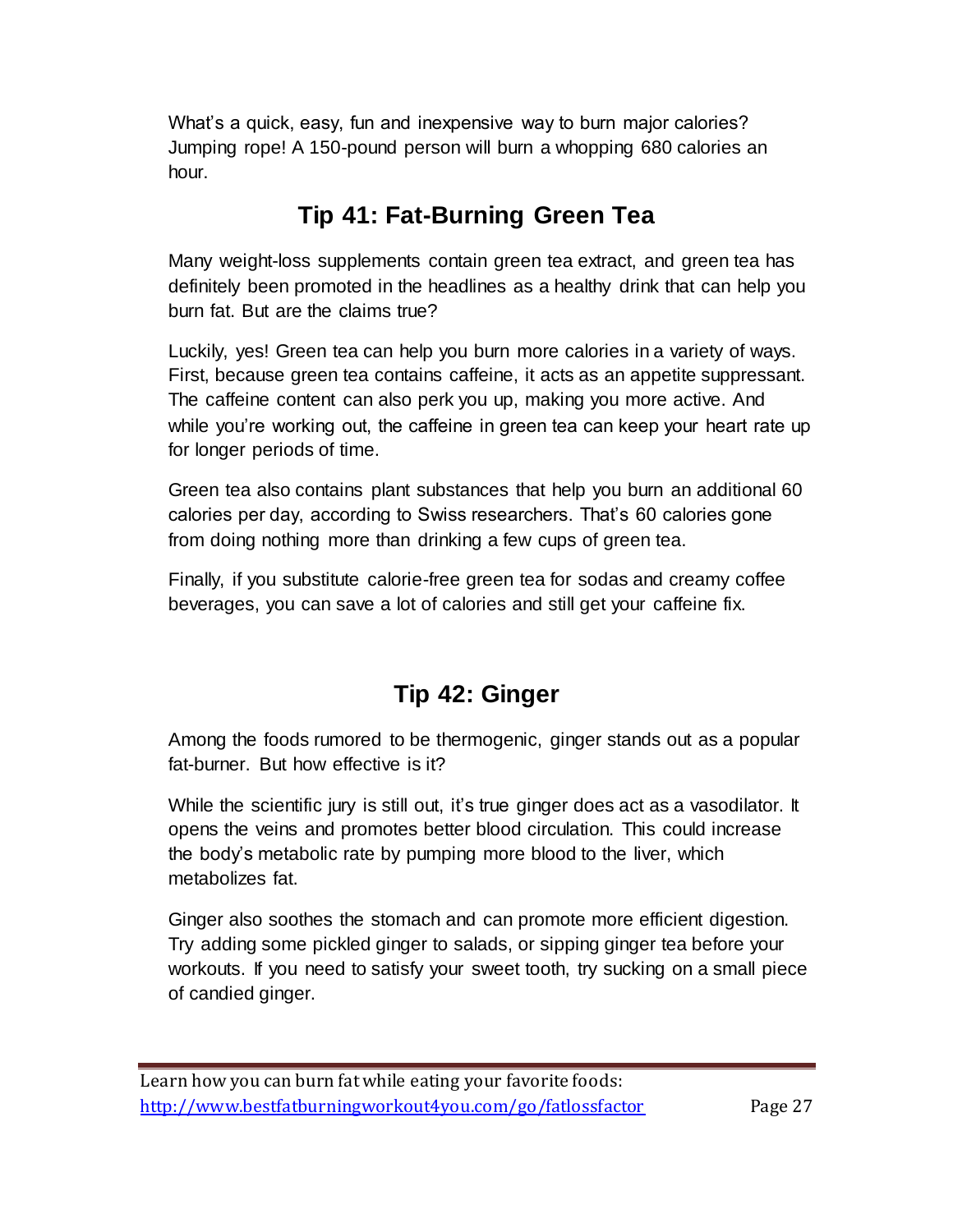What's a quick, easy, fun and inexpensive way to burn major calories? Jumping rope! A 150-pound person will burn a whopping 680 calories an hour.

## Tip 41: Fat-Burning Green Tea

Many weight-loss supplements contain green tea extract, and green tea has definitely been promoted in the headlines as a healthy drink that can help you burn fat. But are the claims true?

Luckily, yes! Green tea can help you burn more calories in a variety of ways. First, because green tea contains caffeine, it acts as an appetite suppressant. The caffeine content can also perk you up, making you more active. And while you're working out, the caffeine in green tea can keep your heart rate up for longer periods of time.

Green tea also contains plant substances that help you burn an additional 60 calories per day, according to Swiss researchers. That's 60 calories gone from doing nothing more than drinking a few cups of green tea.

Finally, if you substitute calorie-free green tea for sodas and creamy coffee beverages, you can save a lot of calories and still get your caffeine fix.

## Tip 42: Ginger

Among the foods rumored to be thermogenic, ginger stands out as a popular fat-burner. But how effective is it?

While the scientific jury is still out, it's true ginger does act as a vasodilator. It opens the veins and promotes better blood circulation. This could increase the body's metabolic rate by pumping more blood to the liver, which metabolizes fat.

Ginger also soothes the stomach and can promote more efficient digestion. Try adding some pickled ginger to salads, or sipping ginger tea before your workouts. If you need to satisfy your sweet tooth, try sucking on a small piece of candied ginger.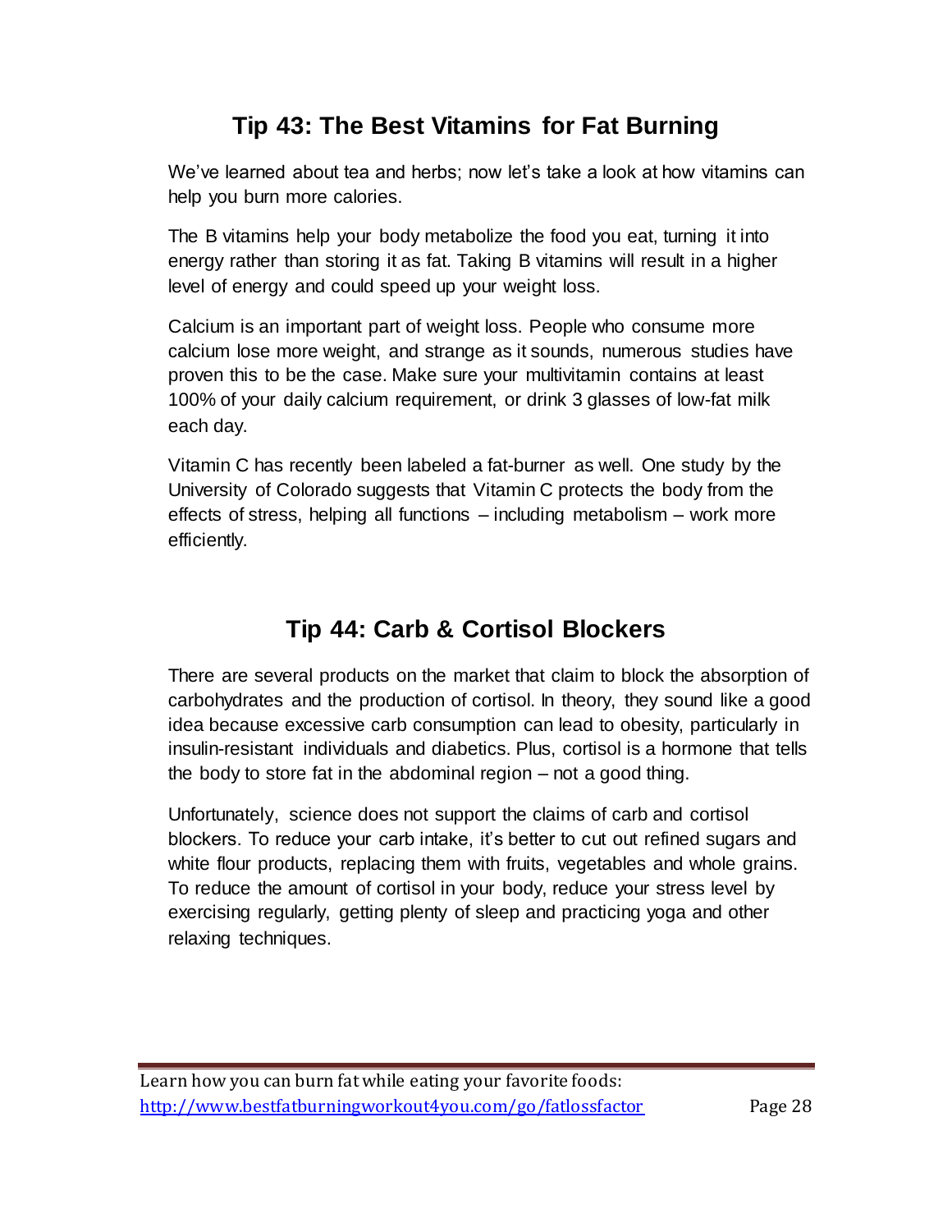## Tip 43: The Best Vitamins for Fat Burning

We've learned about tea and herbs; now let's take a look at how vitamins can help you burn more calories.

The B vitamins help your body metabolize the food you eat, turning it into energy rather than storing it as fat. Taking B vitamins will result in a higher level of energy and could speed up your weight loss.

Calcium is an important part of weight loss. People who consume more calcium lose more weight, and strange as it sounds, numerous studies have proven this to be the case. Make sure your multivitamin contains at least 100% of your daily calcium requirement, or drink 3 glasses of low-fat milk each day.

Vitamin C has recently been labeled a fat-burner as well. One study by the University of Colorado suggests that Vitamin C protects the body from the effects of stress, helping all functions – including metabolism – work more efficiently.

## Tip 44: Carb & Cortisol Blockers

There are several products on the market that claim to block the absorption of carbohydrates and the production of cortisol. In theory, they sound like a good idea because excessive carb consumption can lead to obesity, particularly in insulin-resistant individuals and diabetics. Plus, cortisol is a hormone that tells the body to store fat in the abdominal region – not a good thing.

Unfortunately, science does not support the claims of carb and cortisol blockers. To reduce your carb intake, it's better to cut out refined sugars and white flour products, replacing them with fruits, vegetables and whole grains. To reduce the amount of cortisol in your body, reduce your stress level by exercising regularly, getting plenty of sleep and practicing yoga and other relaxing techniques.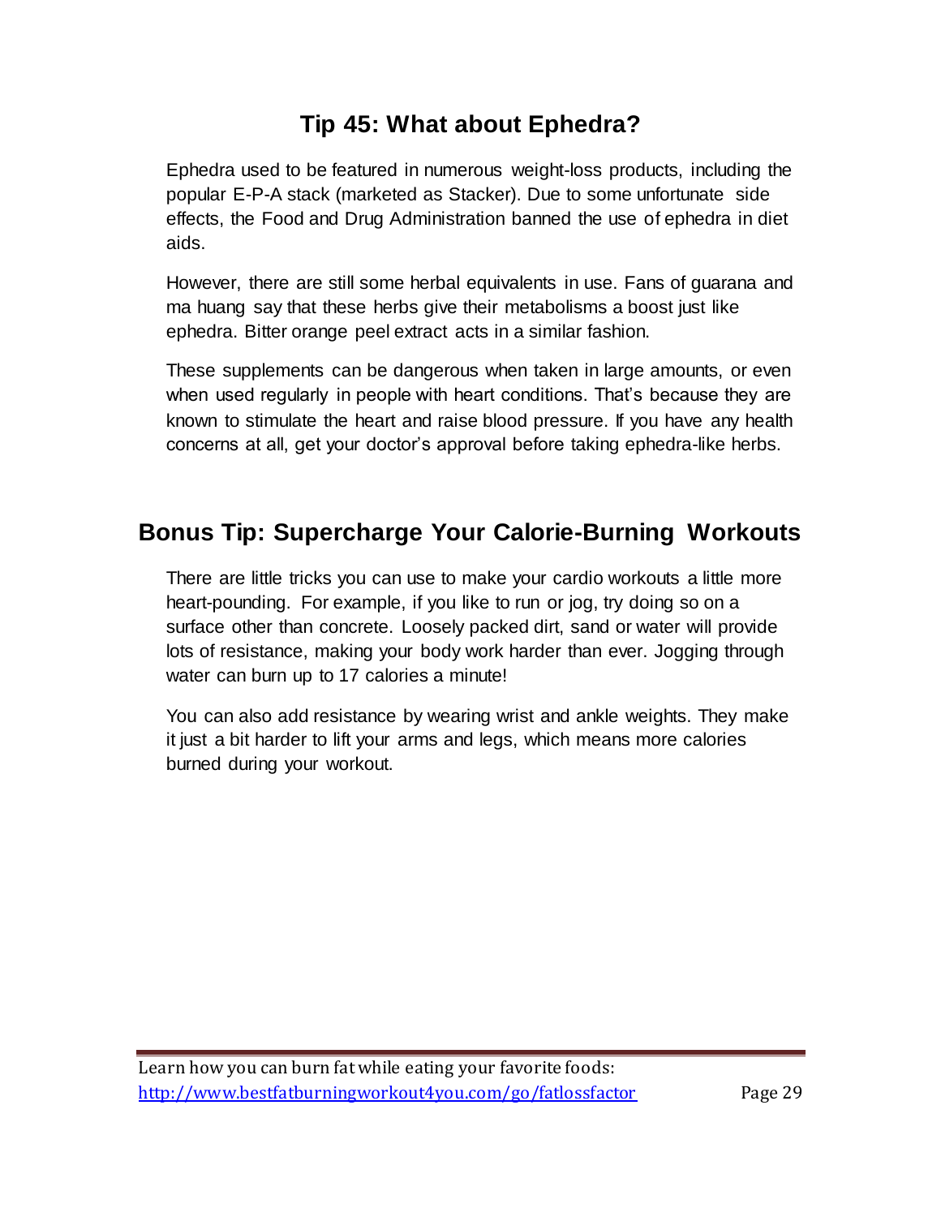## Tip 45: What about Ephedra?

Ephedra used to be featured in numerous weight-loss products, including the popular E-P-A stack (marketed as Stacker). Due to some unfortunate side effects, the Food and Drug Administration banned the use of ephedra in diet aids.

However, there are still some herbal equivalents in use. Fans of guarana and ma huang say that these herbs give their metabolisms a boost just like ephedra. Bitter orange peel extract acts in a similar fashion.

These supplements can be dangerous when taken in large amounts, or even when used regularly in people with heart conditions. That's because they are known to stimulate the heart and raise blood pressure. If you have any health concerns at all, get your doctor's approval before taking ephedra-like herbs.

## Bonus Tip: Supercharge Your Calorie-Burning Workouts

There are little tricks you can use to make your cardio workouts a little more heart-pounding. For example, if you like to run or jog, try doing so on a surface other than concrete. Loosely packed dirt, sand or water will provide lots of resistance, making your body work harder than ever. Jogging through water can burn up to 17 calories a minute!

You can also add resistance by wearing wrist and ankle weights. They make it just a bit harder to lift your arms and legs, which means more calories burned during your workout.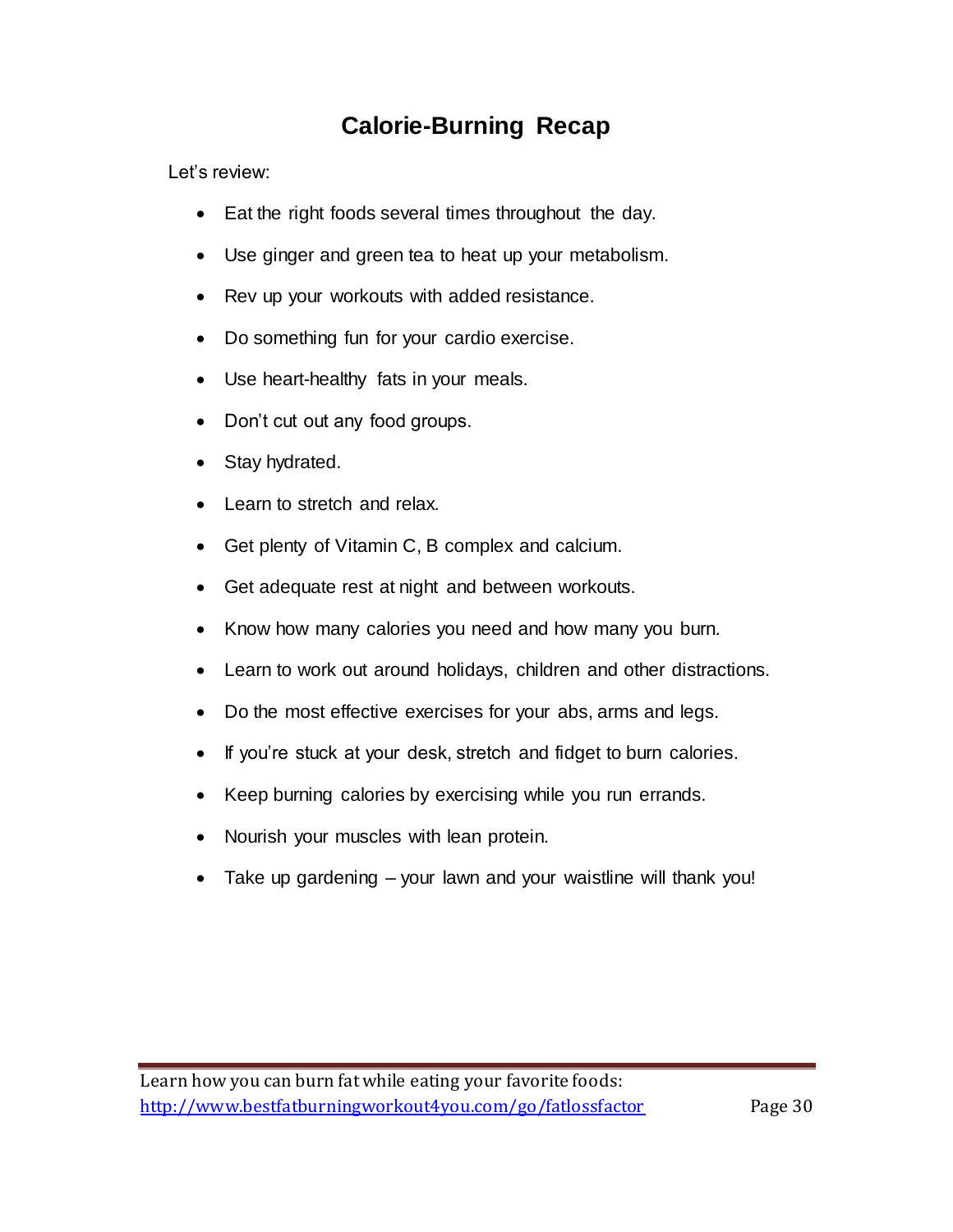# Calorie-Burning Recap

Let's review:

- Eat the right foods several times throughout the day.
- Use ginger and green tea to heat up your metabolism.
- Rev up your workouts with added resistance.
- Do something fun for your cardio exercise.
- Use heart-healthy fats in your meals.
- Don't cut out any food groups.
- Stay hydrated.
- Learn to stretch and relax.
- Get plenty of Vitamin C, B complex and calcium.
- Get adequate rest at night and between workouts.
- Know how many calories you need and how many you burn.
- Learn to work out around holidays, children and other distractions.
- Do the most effective exercises for your abs, arms and legs.
- If you're stuck at your desk, stretch and fidget to burn calories.
- Keep burning calories by exercising while you run errands.
- Nourish your muscles with lean protein.
- Take up gardening – your lawn and your waistline will thank you!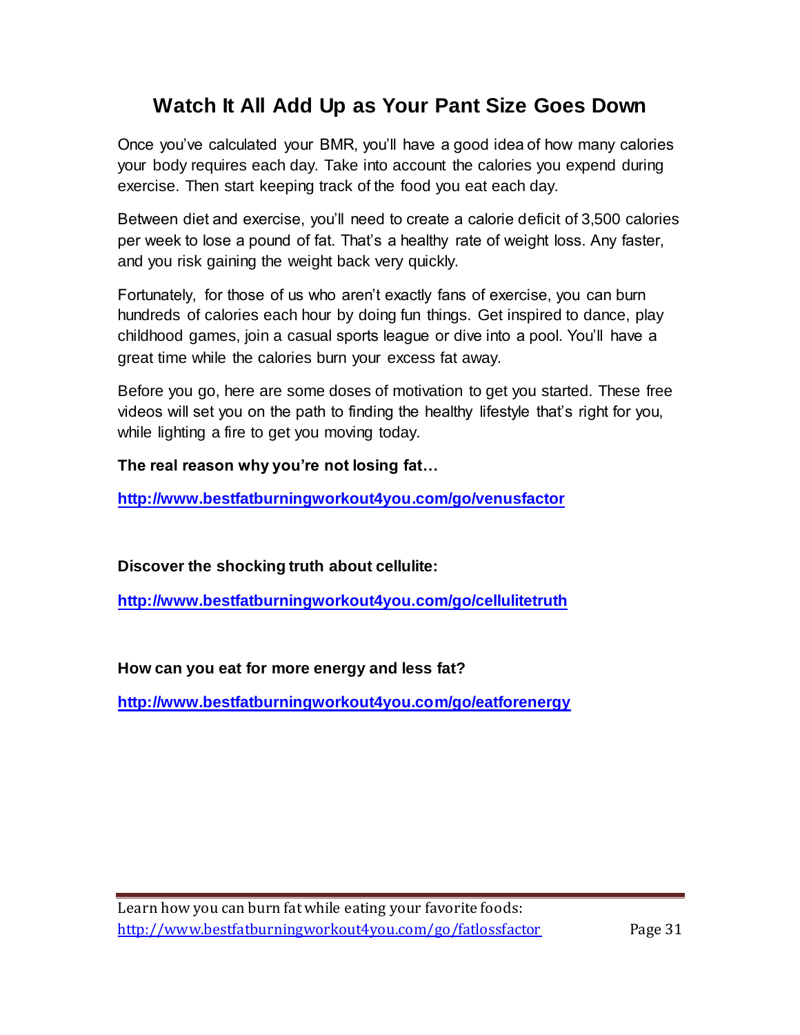## Watch It All Add Up as Your Pant Size Goes Down

Once you've calculated your BMR, you'll have a good idea of how many calories your body requires each day. Take into account the calories you expend during exercise. Then start keeping track of the food you eat each day.

Between diet and exercise, you'll need to create a calorie deficit of 3,500 calories per week to lose a pound of fat. That's a healthy rate of weight loss. Any faster, and you risk gaining the weight back very quickly.

Fortunately, for those of us who aren't exactly fans of exercise, you can burn hundreds of calories each hour by doing fun things. Get inspired to dance, play childhood games, join a casual sports league or dive into a pool. You'll have a great time while the calories burn your excess fat away.

Before you go, here are some doses of motivation to get you started. These free videos will set you on the path to finding the healthy lifestyle that's right for you, while lighting a fire to get you moving today.

**The real reason why you're not losing fat…**

**http://www.bestfatburningworkout4you.com/go/venusfactor**

**Discover the shocking truth about cellulite:**

**http://www.bestfatburningworkout4you.com/go/cellulitetruth**

**How can you eat for more energy and less fat?**

**http://www.bestfatburningworkout4you.com/go/eatforenergy**

Learn how you can burn fat while eating your favorite foods:
http://www.bestfatburningworkout4you.com/go/fatlossfactor